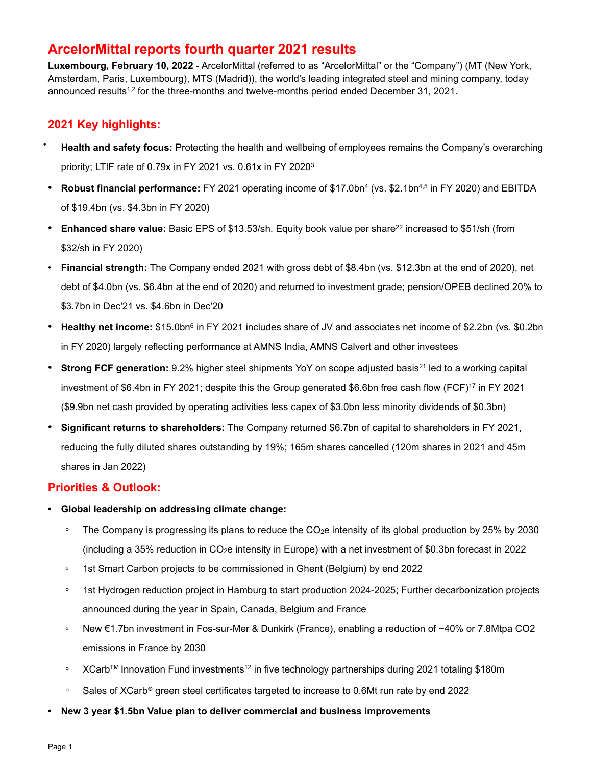# ArcelorMittal reports fourth quarter 2021 results

**Luxembourg, February 10, 2022** - ArcelorMittal (referred to as "ArcelorMittal" or the "Company") (MT (New York, Amsterdam, Paris, Luxembourg), MTS (Madrid)), the world's leading integrated steel and mining company, today announced results[1,2] for the three-months and twelve-months period ended December 31, 2021.

## 2021 Key highlights:

- **Health and safety focus:** Protecting the health and wellbeing of employees remains the Company's overarching priority; LTIF rate of 0.79x in FY 2021 vs. 0.61x in FY 2020[3]
- **Robust financial performance:** FY 2021 operating income of $17.0bn[4] (vs. $2.1bn[4,5] in FY 2020) and EBITDA of $19.4bn (vs. $4.3bn in FY 2020)
- **Enhanced share value:** Basic EPS of $13.53/sh. Equity book value per share[22] increased to $51/sh (from $32/sh in FY 2020)
- **Financial strength:** The Company ended 2021 with gross debt of $8.4bn (vs. $12.3bn at the end of 2020), net debt of $4.0bn (vs. $6.4bn at the end of 2020) and returned to investment grade; pension/OPEB declined 20% to $3.7bn in Dec'21 vs. $4.6bn in Dec'20
- **Healthy net income:** $15.0bn[6] in FY 2021 includes share of JV and associates net income of $2.2bn (vs. $0.2bn in FY 2020) largely reflecting performance at AMNS India, AMNS Calvert and other investees
- **Strong FCF generation:** 9.2% higher steel shipments YoY on scope adjusted basis[21] led to a working capital investment of $6.4bn in FY 2021; despite this the Group generated $6.6bn free cash flow (FCF)[17] in FY 2021 ($9.9bn net cash provided by operating activities less capex of $3.0bn less minority dividends of $0.3bn)
- **Significant returns to shareholders:** The Company returned $6.7bn of capital to shareholders in FY 2021, reducing the fully diluted shares outstanding by 19%; 165m shares cancelled (120m shares in 2021 and 45m shares in Jan 2022)

## Priorities & Outlook:

- **Global leadership on addressing climate change:**
  - The Company is progressing its plans to reduce the $CO_2e$ intensity of its global production by 25% by 2030 (including a 35% reduction in $CO_2e$ intensity in Europe) with a net investment of $0.3bn forecast in 2022
  - 1st Smart Carbon projects to be commissioned in Ghent (Belgium) by end 2022
  - 1st Hydrogen reduction project in Hamburg to start production 2024-2025; Further decarbonization projects announced during the year in Spain, Canada, Belgium and France
  - New €1.7bn investment in Fos-sur-Mer & Dunkirk (France), enabling a reduction of ~40% or 7.8Mtpa $CO_2$ emissions in France by 2030
  - XCarb™ Innovation Fund investments[12] in five technology partnerships during 2021 totaling $180m
  - Sales of XCarb® green steel certificates targeted to increase to 0.6Mt run rate by end 2022
- **New 3 year $1.5bn Value plan to deliver commercial and business improvements**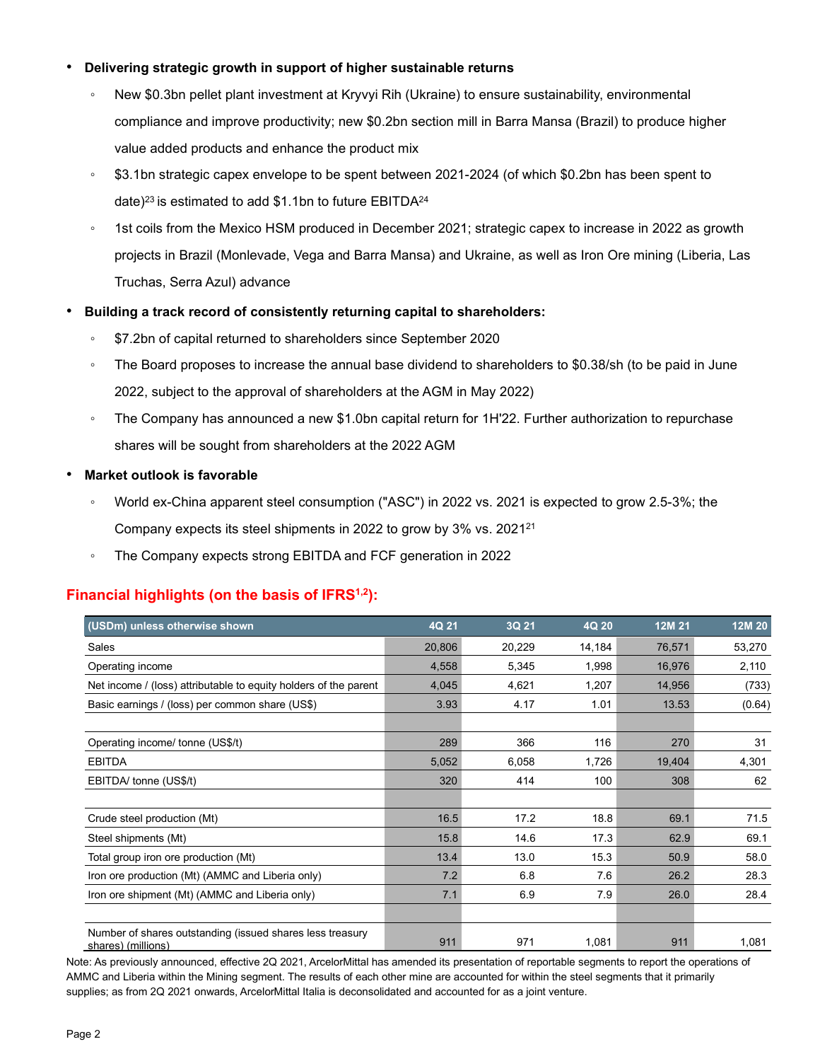- **Delivering strategic growth in support of higher sustainable returns**
  - New $0.3bn pellet plant investment at Kryvyi Rih (Ukraine) to ensure sustainability, environmental compliance and improve productivity; new $0.2bn section mill in Barra Mansa (Brazil) to produce higher value added products and enhance the product mix
  - $3.1bn strategic capex envelope to be spent between 2021-2024 (of which $0.2bn has been spent to date)[23] is estimated to add $1.1bn to future EBITDA[24]
  - 1st coils from the Mexico HSM produced in December 2021; strategic capex to increase in 2022 as growth projects in Brazil (Monlevade, Vega and Barra Mansa) and Ukraine, as well as Iron Ore mining (Liberia, Las Truchas, Serra Azul) advance
- **Building a track record of consistently returning capital to shareholders:**
  - $7.2bn of capital returned to shareholders since September 2020
  - The Board proposes to increase the annual base dividend to shareholders to $0.38/sh (to be paid in June 2022, subject to the approval of shareholders at the AGM in May 2022)
  - The Company has announced a new $1.0bn capital return for 1H'22. Further authorization to repurchase shares will be sought from shareholders at the 2022 AGM
- **Market outlook is favorable**
  - World ex-China apparent steel consumption ("ASC") in 2022 vs. 2021 is expected to grow 2.5-3%; the Company expects its steel shipments in 2022 to grow by 3% vs. 2021[21]
  - The Company expects strong EBITDA and FCF generation in 2022

## Financial highlights (on the basis of IFRS[1,2]):

| (USDm) unless otherwise shown | 4Q 21 | 3Q 21 | 4Q 20 | 12M 21 | 12M 20 |
|---|---|---|---|---|---|
| Sales | 20,806 | 20,229 | 14,184 | 76,571 | 53,270 |
| Operating income | 4,558 | 5,345 | 1,998 | 16,976 | 2,110 |
| Net income / (loss) attributable to equity holders of the parent | 4,045 | 4,621 | 1,207 | 14,956 | (733) |
| Basic earnings / (loss) per common share (US$) | 3.93 | 4.17 | 1.01 | 13.53 | (0.64) |
| | | | | | |
| Operating income/ tonne (US$/t) | 289 | 366 | 116 | 270 | 31 |
| EBITDA | 5,052 | 6,058 | 1,726 | 19,404 | 4,301 |
| EBITDA/ tonne (US$/t) | 320 | 414 | 100 | 308 | 62 |
| | | | | | |
| Crude steel production (Mt) | 16.5 | 17.2 | 18.8 | 69.1 | 71.5 |
| Steel shipments (Mt) | 15.8 | 14.6 | 17.3 | 62.9 | 69.1 |
| Total group iron ore production (Mt) | 13.4 | 13.0 | 15.3 | 50.9 | 58.0 |
| Iron ore production (Mt) (AMMC and Liberia only) | 7.2 | 6.8 | 7.6 | 26.2 | 28.3 |
| Iron ore shipment (Mt) (AMMC and Liberia only) | 7.1 | 6.9 | 7.9 | 26.0 | 28.4 |
| | | | | | |
| Number of shares outstanding (issued shares less treasury shares) (millions) | 911 | 971 | 1,081 | 911 | 1,081 |

Note: As previously announced, effective 2Q 2021, ArcelorMittal has amended its presentation of reportable segments to report the operations of AMMC and Liberia within the Mining segment. The results of each other mine are accounted for within the steel segments that it primarily supplies; as from 2Q 2021 onwards, ArcelorMittal Italia is deconsolidated and accounted for as a joint venture.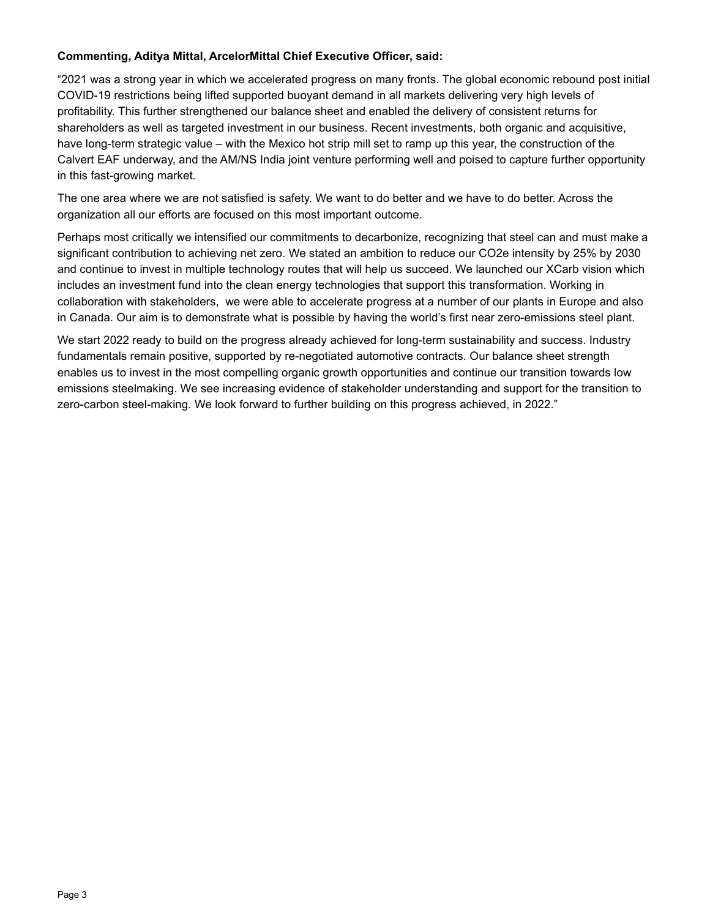**Commenting, Aditya Mittal, ArcelorMittal Chief Executive Officer, said:**

"2021 was a strong year in which we accelerated progress on many fronts. The global economic rebound post initial COVID-19 restrictions being lifted supported buoyant demand in all markets delivering very high levels of profitability. This further strengthened our balance sheet and enabled the delivery of consistent returns for shareholders as well as targeted investment in our business. Recent investments, both organic and acquisitive, have long-term strategic value – with the Mexico hot strip mill set to ramp up this year, the construction of the Calvert EAF underway, and the AM/NS India joint venture performing well and poised to capture further opportunity in this fast-growing market.

The one area where we are not satisfied is safety. We want to do better and we have to do better. Across the organization all our efforts are focused on this most important outcome.

Perhaps most critically we intensified our commitments to decarbonize, recognizing that steel can and must make a significant contribution to achieving net zero. We stated an ambition to reduce our CO2e intensity by 25% by 2030 and continue to invest in multiple technology routes that will help us succeed. We launched our XCarb vision which includes an investment fund into the clean energy technologies that support this transformation. Working in collaboration with stakeholders, we were able to accelerate progress at a number of our plants in Europe and also in Canada. Our aim is to demonstrate what is possible by having the world's first near zero-emissions steel plant.

We start 2022 ready to build on the progress already achieved for long-term sustainability and success. Industry fundamentals remain positive, supported by re-negotiated automotive contracts. Our balance sheet strength enables us to invest in the most compelling organic growth opportunities and continue our transition towards low emissions steelmaking. We see increasing evidence of stakeholder understanding and support for the transition to zero-carbon steel-making. We look forward to further building on this progress achieved, in 2022."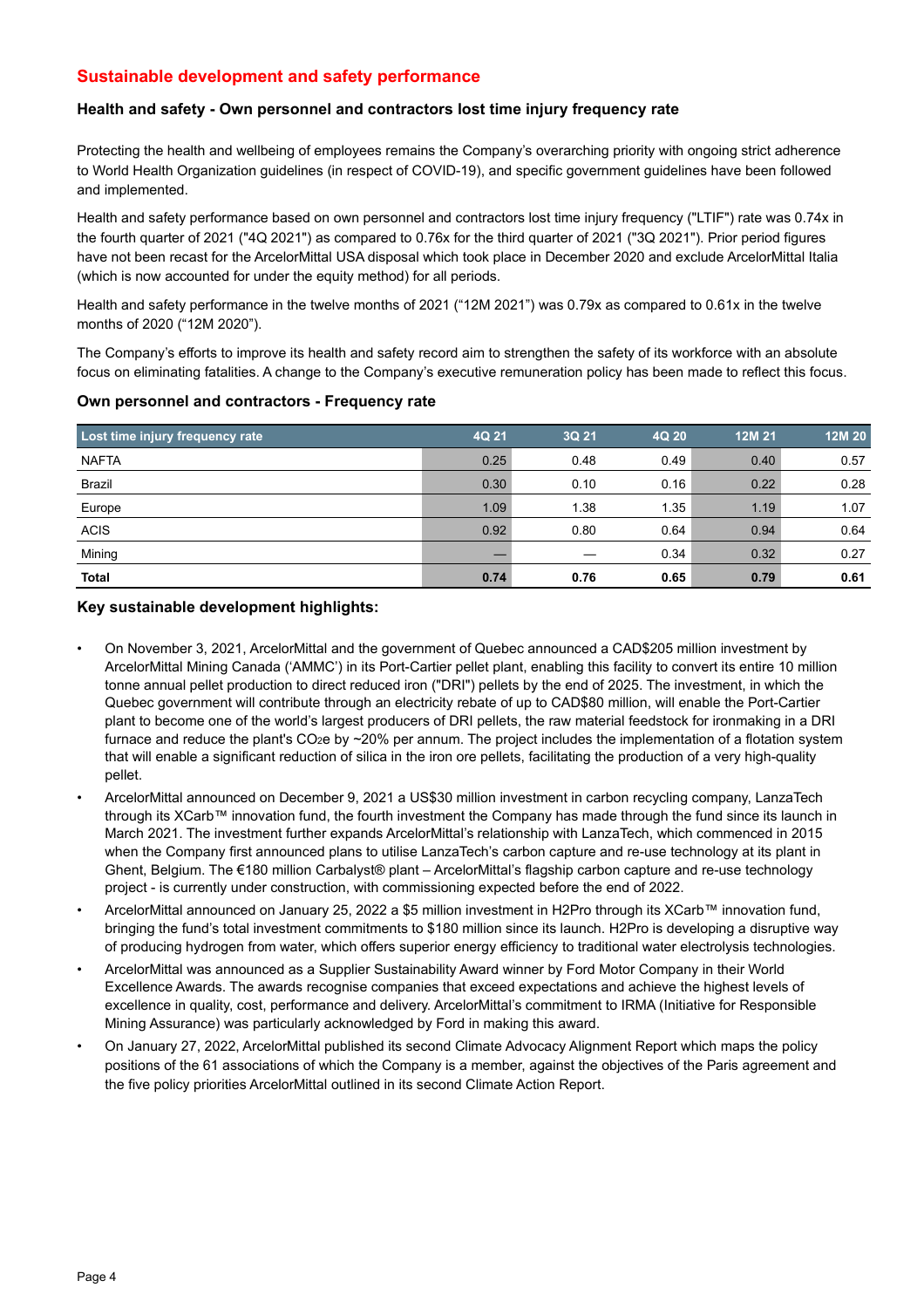## Sustainable development and safety performance

### Health and safety - Own personnel and contractors lost time injury frequency rate

Protecting the health and wellbeing of employees remains the Company's overarching priority with ongoing strict adherence to World Health Organization guidelines (in respect of COVID-19), and specific government guidelines have been followed and implemented.

Health and safety performance based on own personnel and contractors lost time injury frequency ("LTIF") rate was 0.74x in the fourth quarter of 2021 ("4Q 2021") as compared to 0.76x for the third quarter of 2021 ("3Q 2021"). Prior period figures have not been recast for the ArcelorMittal USA disposal which took place in December 2020 and exclude ArcelorMittal Italia (which is now accounted for under the equity method) for all periods.

Health and safety performance in the twelve months of 2021 ("12M 2021") was 0.79x as compared to 0.61x in the twelve months of 2020 ("12M 2020").

The Company's efforts to improve its health and safety record aim to strengthen the safety of its workforce with an absolute focus on eliminating fatalities. A change to the Company's executive remuneration policy has been made to reflect this focus.

### Own personnel and contractors - Frequency rate

| Lost time injury frequency rate | 4Q 21 | 3Q 21 | 4Q 20 | 12M 21 | 12M 20 |
|---|---|---|---|---|---|
| NAFTA | 0.25 | 0.48 | 0.49 | 0.40 | 0.57 |
| Brazil | 0.30 | 0.10 | 0.16 | 0.22 | 0.28 |
| Europe | 1.09 | 1.38 | 1.35 | 1.19 | 1.07 |
| ACIS | 0.92 | 0.80 | 0.64 | 0.94 | 0.64 |
| Mining | — | — | 0.34 | 0.32 | 0.27 |
| **Total** | **0.74** | **0.76** | **0.65** | **0.79** | **0.61** |

### Key sustainable development highlights:

- On November 3, 2021, ArcelorMittal and the government of Quebec announced a CAD$205 million investment by ArcelorMittal Mining Canada ('AMMC') in its Port-Cartier pellet plant, enabling this facility to convert its entire 10 million tonne annual pellet production to direct reduced iron ("DRI") pellets by the end of 2025. The investment, in which the Quebec government will contribute through an electricity rebate of up to CAD$80 million, will enable the Port-Cartier plant to become one of the world's largest producers of DRI pellets, the raw material feedstock for ironmaking in a DRI furnace and reduce the plant's $CO_2e$ by ~20% per annum. The project includes the implementation of a flotation system that will enable a significant reduction of silica in the iron ore pellets, facilitating the production of a very high-quality pellet.
- ArcelorMittal announced on December 9, 2021 a US$30 million investment in carbon recycling company, LanzaTech through its XCarb™ innovation fund, the fourth investment the Company has made through the fund since its launch in March 2021. The investment further expands ArcelorMittal's relationship with LanzaTech, which commenced in 2015 when the Company first announced plans to utilise LanzaTech's carbon capture and re-use technology at its plant in Ghent, Belgium. The €180 million Carbalyst® plant – ArcelorMittal's flagship carbon capture and re-use technology project - is currently under construction, with commissioning expected before the end of 2022.
- ArcelorMittal announced on January 25, 2022 a $5 million investment in H2Pro through its XCarb™ innovation fund, bringing the fund's total investment commitments to $180 million since its launch. H2Pro is developing a disruptive way of producing hydrogen from water, which offers superior energy efficiency to traditional water electrolysis technologies.
- ArcelorMittal was announced as a Supplier Sustainability Award winner by Ford Motor Company in their World Excellence Awards. The awards recognise companies that exceed expectations and achieve the highest levels of excellence in quality, cost, performance and delivery. ArcelorMittal's commitment to IRMA (Initiative for Responsible Mining Assurance) was particularly acknowledged by Ford in making this award.
- On January 27, 2022, ArcelorMittal published its second Climate Advocacy Alignment Report which maps the policy positions of the 61 associations of which the Company is a member, against the objectives of the Paris agreement and the five policy priorities ArcelorMittal outlined in its second Climate Action Report.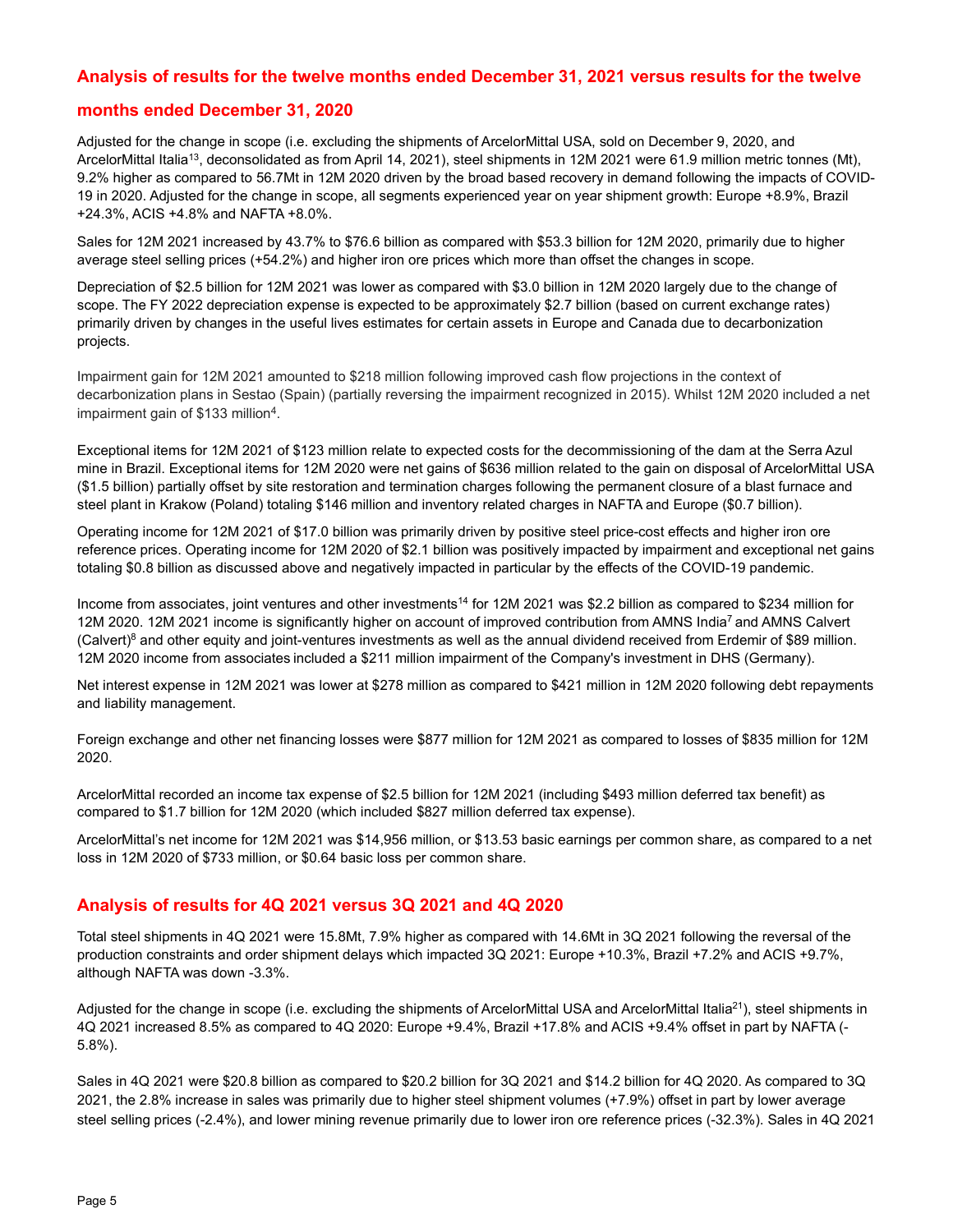## Analysis of results for the twelve months ended December 31, 2021 versus results for the twelve months ended December 31, 2020

Adjusted for the change in scope (i.e. excluding the shipments of ArcelorMittal USA, sold on December 9, 2020, and ArcelorMittal Italia[13], deconsolidated as from April 14, 2021), steel shipments in 12M 2021 were 61.9 million metric tonnes (Mt), 9.2% higher as compared to 56.7Mt in 12M 2020 driven by the broad based recovery in demand following the impacts of COVID-19 in 2020. Adjusted for the change in scope, all segments experienced year on year shipment growth: Europe +8.9%, Brazil +24.3%, ACIS +4.8% and NAFTA +8.0%.

Sales for 12M 2021 increased by 43.7% to $76.6 billion as compared with $53.3 billion for 12M 2020, primarily due to higher average steel selling prices (+54.2%) and higher iron ore prices which more than offset the changes in scope.

Depreciation of $2.5 billion for 12M 2021 was lower as compared with $3.0 billion in 12M 2020 largely due to the change of scope. The FY 2022 depreciation expense is expected to be approximately $2.7 billion (based on current exchange rates) primarily driven by changes in the useful lives estimates for certain assets in Europe and Canada due to decarbonization projects.

Impairment gain for 12M 2021 amounted to $218 million following improved cash flow projections in the context of decarbonization plans in Sestao (Spain) (partially reversing the impairment recognized in 2015). Whilst 12M 2020 included a net impairment gain of $133 million[4].

Exceptional items for 12M 2021 of $123 million relate to expected costs for the decommissioning of the dam at the Serra Azul mine in Brazil. Exceptional items for 12M 2020 were net gains of $636 million related to the gain on disposal of ArcelorMittal USA ($1.5 billion) partially offset by site restoration and termination charges following the permanent closure of a blast furnace and steel plant in Krakow (Poland) totaling $146 million and inventory related charges in NAFTA and Europe ($0.7 billion).

Operating income for 12M 2021 of $17.0 billion was primarily driven by positive steel price-cost effects and higher iron ore reference prices. Operating income for 12M 2020 of $2.1 billion was positively impacted by impairment and exceptional net gains totaling $0.8 billion as discussed above and negatively impacted in particular by the effects of the COVID-19 pandemic.

Income from associates, joint ventures and other investments[14] for 12M 2021 was $2.2 billion as compared to $234 million for 12M 2020. 12M 2021 income is significantly higher on account of improved contribution from AMNS India[7] and AMNS Calvert (Calvert)[8] and other equity and joint-ventures investments as well as the annual dividend received from Erdemir of $89 million. 12M 2020 income from associates included a $211 million impairment of the Company's investment in DHS (Germany).

Net interest expense in 12M 2021 was lower at $278 million as compared to $421 million in 12M 2020 following debt repayments and liability management.

Foreign exchange and other net financing losses were $877 million for 12M 2021 as compared to losses of $835 million for 12M 2020.

ArcelorMittal recorded an income tax expense of $2.5 billion for 12M 2021 (including $493 million deferred tax benefit) as compared to $1.7 billion for 12M 2020 (which included $827 million deferred tax expense).

ArcelorMittal's net income for 12M 2021 was $14,956 million, or $13.53 basic earnings per common share, as compared to a net loss in 12M 2020 of $733 million, or $0.64 basic loss per common share.

## Analysis of results for 4Q 2021 versus 3Q 2021 and 4Q 2020

Total steel shipments in 4Q 2021 were 15.8Mt, 7.9% higher as compared with 14.6Mt in 3Q 2021 following the reversal of the production constraints and order shipment delays which impacted 3Q 2021: Europe +10.3%, Brazil +7.2% and ACIS +9.7%, although NAFTA was down -3.3%.

Adjusted for the change in scope (i.e. excluding the shipments of ArcelorMittal USA and ArcelorMittal Italia[21]), steel shipments in 4Q 2021 increased 8.5% as compared to 4Q 2020: Europe +9.4%, Brazil +17.8% and ACIS +9.4% offset in part by NAFTA (-5.8%).

Sales in 4Q 2021 were $20.8 billion as compared to $20.2 billion for 3Q 2021 and $14.2 billion for 4Q 2020. As compared to 3Q 2021, the 2.8% increase in sales was primarily due to higher steel shipment volumes (+7.9%) offset in part by lower average steel selling prices (-2.4%), and lower mining revenue primarily due to lower iron ore reference prices (-32.3%). Sales in 4Q 2021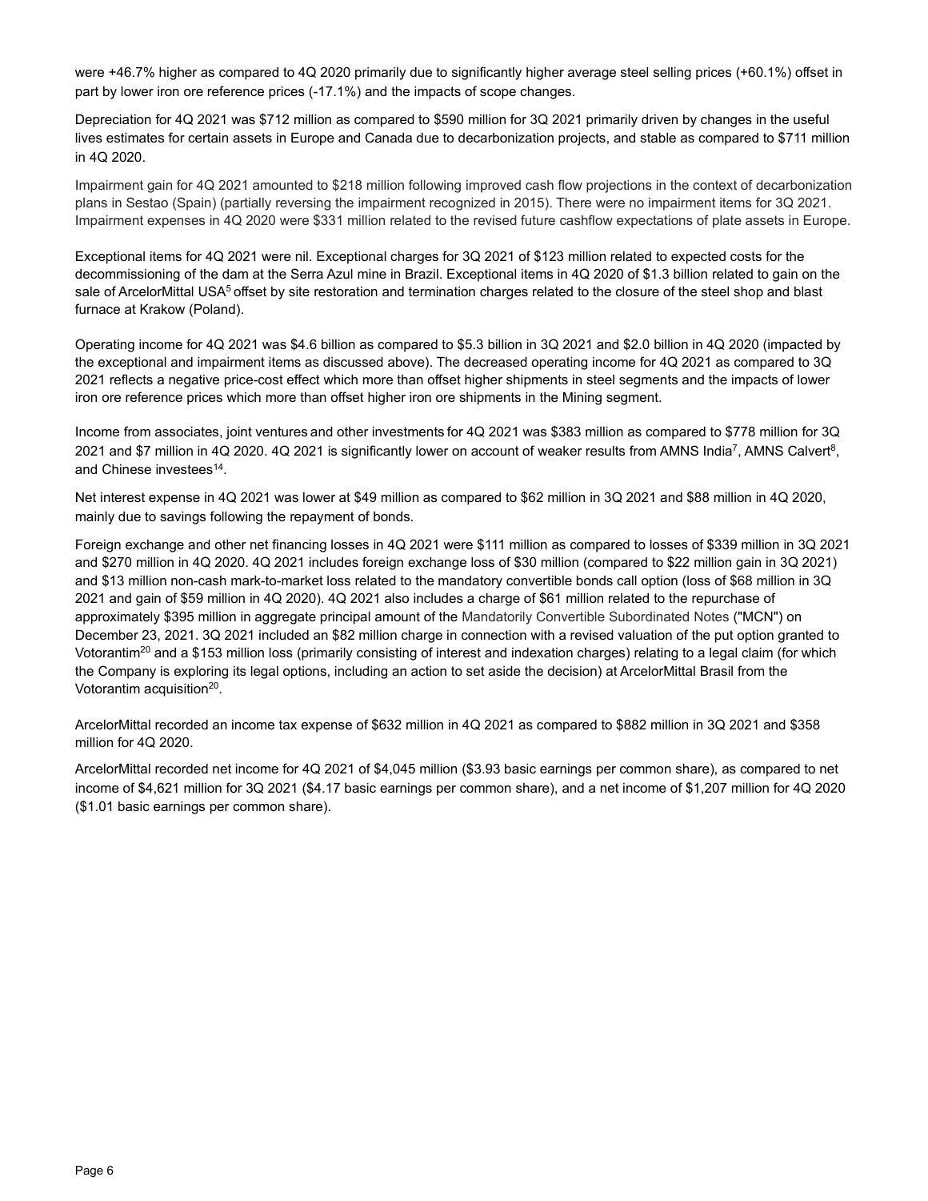were +46.7% higher as compared to 4Q 2020 primarily due to significantly higher average steel selling prices (+60.1%) offset in part by lower iron ore reference prices (-17.1%) and the impacts of scope changes.

Depreciation for 4Q 2021 was $712 million as compared to $590 million for 3Q 2021 primarily driven by changes in the useful lives estimates for certain assets in Europe and Canada due to decarbonization projects, and stable as compared to $711 million in 4Q 2020.

Impairment gain for 4Q 2021 amounted to $218 million following improved cash flow projections in the context of decarbonization plans in Sestao (Spain) (partially reversing the impairment recognized in 2015). There were no impairment items for 3Q 2021. Impairment expenses in 4Q 2020 were $331 million related to the revised future cashflow expectations of plate assets in Europe.

Exceptional items for 4Q 2021 were nil. Exceptional charges for 3Q 2021 of $123 million related to expected costs for the decommissioning of the dam at the Serra Azul mine in Brazil. Exceptional items in 4Q 2020 of $1.3 billion related to gain on the sale of ArcelorMittal USA[5] offset by site restoration and termination charges related to the closure of the steel shop and blast furnace at Krakow (Poland).

Operating income for 4Q 2021 was $4.6 billion as compared to $5.3 billion in 3Q 2021 and $2.0 billion in 4Q 2020 (impacted by the exceptional and impairment items as discussed above). The decreased operating income for 4Q 2021 as compared to 3Q 2021 reflects a negative price-cost effect which more than offset higher shipments in steel segments and the impacts of lower iron ore reference prices which more than offset higher iron ore shipments in the Mining segment.

Income from associates, joint ventures and other investments for 4Q 2021 was $383 million as compared to $778 million for 3Q 2021 and $7 million in 4Q 2020. 4Q 2021 is significantly lower on account of weaker results from AMNS India[7], AMNS Calvert[8], and Chinese investees[14].

Net interest expense in 4Q 2021 was lower at $49 million as compared to $62 million in 3Q 2021 and $88 million in 4Q 2020, mainly due to savings following the repayment of bonds.

Foreign exchange and other net financing losses in 4Q 2021 were $111 million as compared to losses of $339 million in 3Q 2021 and $270 million in 4Q 2020. 4Q 2021 includes foreign exchange loss of $30 million (compared to $22 million gain in 3Q 2021) and $13 million non-cash mark-to-market loss related to the mandatory convertible bonds call option (loss of $68 million in 3Q 2021 and gain of $59 million in 4Q 2020). 4Q 2021 also includes a charge of $61 million related to the repurchase of approximately $395 million in aggregate principal amount of the Mandatorily Convertible Subordinated Notes ("MCN") on December 23, 2021. 3Q 2021 included an $82 million charge in connection with a revised valuation of the put option granted to Votorantim[20] and a $153 million loss (primarily consisting of interest and indexation charges) relating to a legal claim (for which the Company is exploring its legal options, including an action to set aside the decision) at ArcelorMittal Brasil from the Votorantim acquisition[20].

ArcelorMittal recorded an income tax expense of $632 million in 4Q 2021 as compared to $882 million in 3Q 2021 and $358 million for 4Q 2020.

ArcelorMittal recorded net income for 4Q 2021 of $4,045 million ($3.93 basic earnings per common share), as compared to net income of $4,621 million for 3Q 2021 ($4.17 basic earnings per common share), and a net income of $1,207 million for 4Q 2020 ($1.01 basic earnings per common share).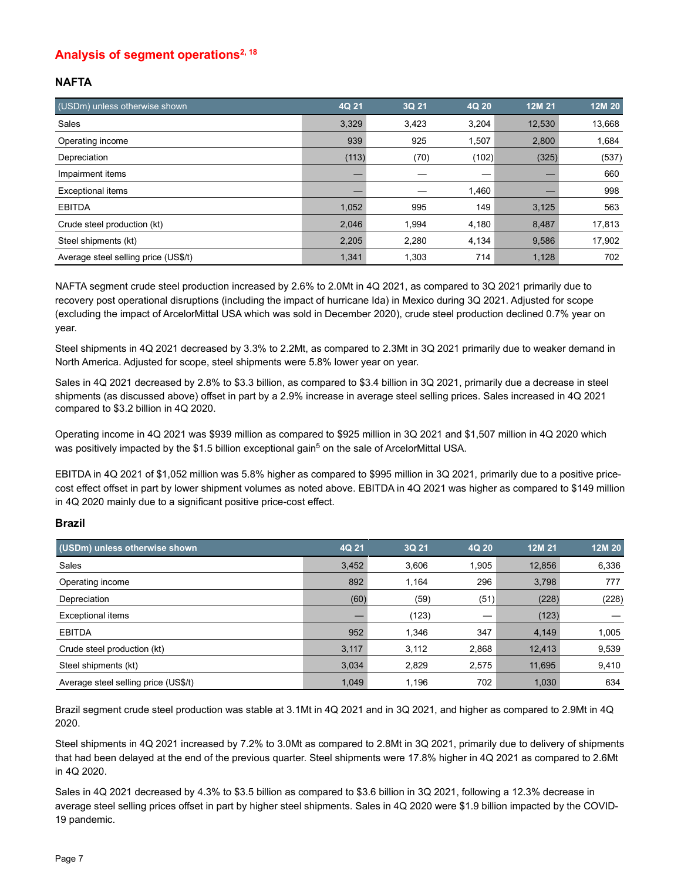## Analysis of segment operations[2, 18]

### NAFTA

| (USDm) unless otherwise shown | 4Q 21 | 3Q 21 | 4Q 20 | 12M 21 | 12M 20 |
|---|---|---|---|---|---|
| Sales | 3,329 | 3,423 | 3,204 | 12,530 | 13,668 |
| Operating income | 939 | 925 | 1,507 | 2,800 | 1,684 |
| Depreciation | (113) | (70) | (102) | (325) | (537) |
| Impairment items | — | — | — | — | 660 |
| Exceptional items | — | — | 1,460 | — | 998 |
| EBITDA | 1,052 | 995 | 149 | 3,125 | 563 |
| Crude steel production (kt) | 2,046 | 1,994 | 4,180 | 8,487 | 17,813 |
| Steel shipments (kt) | 2,205 | 2,280 | 4,134 | 9,586 | 17,902 |
| Average steel selling price (US$/t) | 1,341 | 1,303 | 714 | 1,128 | 702 |

NAFTA segment crude steel production increased by 2.6% to 2.0Mt in 4Q 2021, as compared to 3Q 2021 primarily due to recovery post operational disruptions (including the impact of hurricane Ida) in Mexico during 3Q 2021. Adjusted for scope (excluding the impact of ArcelorMittal USA which was sold in December 2020), crude steel production declined 0.7% year on year.

Steel shipments in 4Q 2021 decreased by 3.3% to 2.2Mt, as compared to 2.3Mt in 3Q 2021 primarily due to weaker demand in North America. Adjusted for scope, steel shipments were 5.8% lower year on year.

Sales in 4Q 2021 decreased by 2.8% to $3.3 billion, as compared to $3.4 billion in 3Q 2021, primarily due a decrease in steel shipments (as discussed above) offset in part by a 2.9% increase in average steel selling prices. Sales increased in 4Q 2021 compared to $3.2 billion in 4Q 2020.

Operating income in 4Q 2021 was $939 million as compared to $925 million in 3Q 2021 and $1,507 million in 4Q 2020 which was positively impacted by the $1.5 billion exceptional gain[5] on the sale of ArcelorMittal USA.

EBITDA in 4Q 2021 of $1,052 million was 5.8% higher as compared to $995 million in 3Q 2021, primarily due to a positive price-cost effect offset in part by lower shipment volumes as noted above. EBITDA in 4Q 2021 was higher as compared to $149 million in 4Q 2020 mainly due to a significant positive price-cost effect.

### Brazil

| (USDm) unless otherwise shown | 4Q 21 | 3Q 21 | 4Q 20 | 12M 21 | 12M 20 |
|---|---|---|---|---|---|
| Sales | 3,452 | 3,606 | 1,905 | 12,856 | 6,336 |
| Operating income | 892 | 1,164 | 296 | 3,798 | 777 |
| Depreciation | (60) | (59) | (51) | (228) | (228) |
| Exceptional items | — | (123) | — | (123) | — |
| EBITDA | 952 | 1,346 | 347 | 4,149 | 1,005 |
| Crude steel production (kt) | 3,117 | 3,112 | 2,868 | 12,413 | 9,539 |
| Steel shipments (kt) | 3,034 | 2,829 | 2,575 | 11,695 | 9,410 |
| Average steel selling price (US$/t) | 1,049 | 1,196 | 702 | 1,030 | 634 |

Brazil segment crude steel production was stable at 3.1Mt in 4Q 2021 and in 3Q 2021, and higher as compared to 2.9Mt in 4Q 2020.

Steel shipments in 4Q 2021 increased by 7.2% to 3.0Mt as compared to 2.8Mt in 3Q 2021, primarily due to delivery of shipments that had been delayed at the end of the previous quarter. Steel shipments were 17.8% higher in 4Q 2021 as compared to 2.6Mt in 4Q 2020.

Sales in 4Q 2021 decreased by 4.3% to $3.5 billion as compared to $3.6 billion in 3Q 2021, following a 12.3% decrease in average steel selling prices offset in part by higher steel shipments. Sales in 4Q 2020 were $1.9 billion impacted by the COVID-19 pandemic.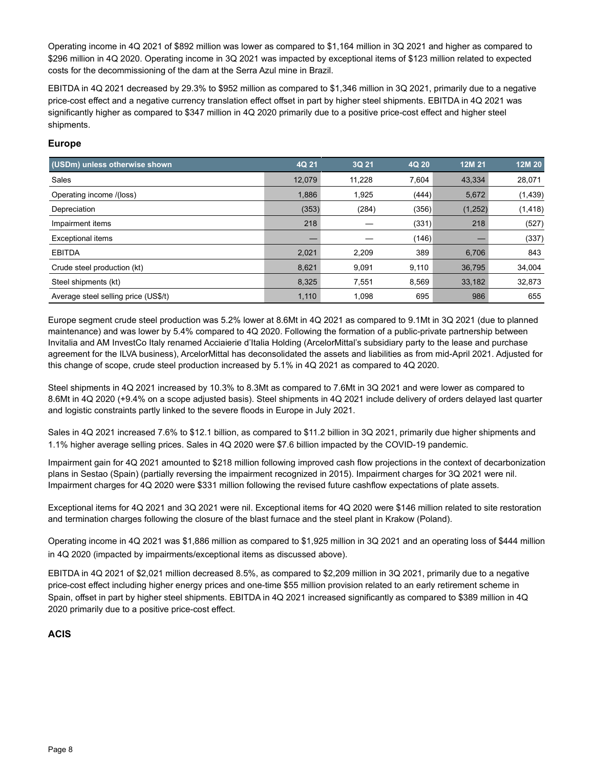Operating income in 4Q 2021 of $892 million was lower as compared to $1,164 million in 3Q 2021 and higher as compared to $296 million in 4Q 2020. Operating income in 3Q 2021 was impacted by exceptional items of $123 million related to expected costs for the decommissioning of the dam at the Serra Azul mine in Brazil.

EBITDA in 4Q 2021 decreased by 29.3% to $952 million as compared to $1,346 million in 3Q 2021, primarily due to a negative price-cost effect and a negative currency translation effect offset in part by higher steel shipments. EBITDA in 4Q 2021 was significantly higher as compared to $347 million in 4Q 2020 primarily due to a positive price-cost effect and higher steel shipments.

## Europe

| (USDm) unless otherwise shown | 4Q 21 | 3Q 21 | 4Q 20 | 12M 21 | 12M 20 |
|---|---|---|---|---|---|
| Sales | 12,079 | 11,228 | 7,604 | 43,334 | 28,071 |
| Operating income /(loss) | 1,886 | 1,925 | (444) | 5,672 | (1,439) |
| Depreciation | (353) | (284) | (356) | (1,252) | (1,418) |
| Impairment items | 218 | — | (331) | 218 | (527) |
| Exceptional items | — | — | (146) | — | (337) |
| EBITDA | 2,021 | 2,209 | 389 | 6,706 | 843 |
| Crude steel production (kt) | 8,621 | 9,091 | 9,110 | 36,795 | 34,004 |
| Steel shipments (kt) | 8,325 | 7,551 | 8,569 | 33,182 | 32,873 |
| Average steel selling price (US$/t) | 1,110 | 1,098 | 695 | 986 | 655 |

Europe segment crude steel production was 5.2% lower at 8.6Mt in 4Q 2021 as compared to 9.1Mt in 3Q 2021 (due to planned maintenance) and was lower by 5.4% compared to 4Q 2020. Following the formation of a public-private partnership between Invitalia and AM InvestCo Italy renamed Acciaierie d'Italia Holding (ArcelorMittal's subsidiary party to the lease and purchase agreement for the ILVA business), ArcelorMittal has deconsolidated the assets and liabilities as from mid-April 2021. Adjusted for this change of scope, crude steel production increased by 5.1% in 4Q 2021 as compared to 4Q 2020.

Steel shipments in 4Q 2021 increased by 10.3% to 8.3Mt as compared to 7.6Mt in 3Q 2021 and were lower as compared to 8.6Mt in 4Q 2020 (+9.4% on a scope adjusted basis). Steel shipments in 4Q 2021 include delivery of orders delayed last quarter and logistic constraints partly linked to the severe floods in Europe in July 2021.

Sales in 4Q 2021 increased 7.6% to $12.1 billion, as compared to $11.2 billion in 3Q 2021, primarily due higher shipments and 1.1% higher average selling prices. Sales in 4Q 2020 were $7.6 billion impacted by the COVID-19 pandemic.

Impairment gain for 4Q 2021 amounted to $218 million following improved cash flow projections in the context of decarbonization plans in Sestao (Spain) (partially reversing the impairment recognized in 2015). Impairment charges for 3Q 2021 were nil. Impairment charges for 4Q 2020 were $331 million following the revised future cashflow expectations of plate assets.

Exceptional items for 4Q 2021 and 3Q 2021 were nil. Exceptional items for 4Q 2020 were $146 million related to site restoration and termination charges following the closure of the blast furnace and the steel plant in Krakow (Poland).

Operating income in 4Q 2021 was $1,886 million as compared to $1,925 million in 3Q 2021 and an operating loss of $444 million in 4Q 2020 (impacted by impairments/exceptional items as discussed above).

EBITDA in 4Q 2021 of $2,021 million decreased 8.5%, as compared to $2,209 million in 3Q 2021, primarily due to a negative price-cost effect including higher energy prices and one-time $55 million provision related to an early retirement scheme in Spain, offset in part by higher steel shipments. EBITDA in 4Q 2021 increased significantly as compared to $389 million in 4Q 2020 primarily due to a positive price-cost effect.

## ACIS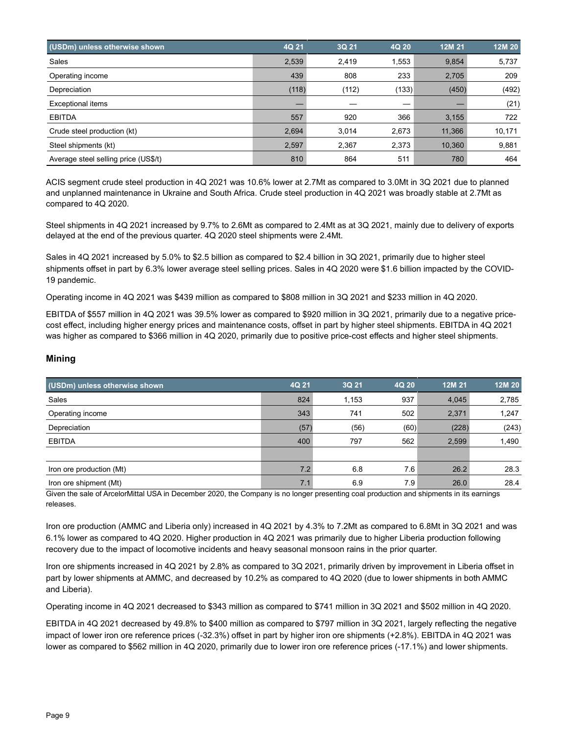| (USDm) unless otherwise shown | 4Q 21 | 3Q 21 | 4Q 20 | 12M 21 | 12M 20 |
|---|---|---|---|---|---|
| Sales | 2,539 | 2,419 | 1,553 | 9,854 | 5,737 |
| Operating income | 439 | 808 | 233 | 2,705 | 209 |
| Depreciation | (118) | (112) | (133) | (450) | (492) |
| Exceptional items | — | — | — | — | (21) |
| EBITDA | 557 | 920 | 366 | 3,155 | 722 |
| Crude steel production (kt) | 2,694 | 3,014 | 2,673 | 11,366 | 10,171 |
| Steel shipments (kt) | 2,597 | 2,367 | 2,373 | 10,360 | 9,881 |
| Average steel selling price (US$/t) | 810 | 864 | 511 | 780 | 464 |

ACIS segment crude steel production in 4Q 2021 was 10.6% lower at 2.7Mt as compared to 3.0Mt in 3Q 2021 due to planned and unplanned maintenance in Ukraine and South Africa. Crude steel production in 4Q 2021 was broadly stable at 2.7Mt as compared to 4Q 2020.

Steel shipments in 4Q 2021 increased by 9.7% to 2.6Mt as compared to 2.4Mt as at 3Q 2021, mainly due to delivery of exports delayed at the end of the previous quarter. 4Q 2020 steel shipments were 2.4Mt.

Sales in 4Q 2021 increased by 5.0% to $2.5 billion as compared to $2.4 billion in 3Q 2021, primarily due to higher steel shipments offset in part by 6.3% lower average steel selling prices. Sales in 4Q 2020 were $1.6 billion impacted by the COVID-19 pandemic.

Operating income in 4Q 2021 was $439 million as compared to $808 million in 3Q 2021 and $233 million in 4Q 2020.

EBITDA of $557 million in 4Q 2021 was 39.5% lower as compared to $920 million in 3Q 2021, primarily due to a negative price-cost effect, including higher energy prices and maintenance costs, offset in part by higher steel shipments. EBITDA in 4Q 2021 was higher as compared to $366 million in 4Q 2020, primarily due to positive price-cost effects and higher steel shipments.

### Mining

| (USDm) unless otherwise shown | 4Q 21 | 3Q 21 | 4Q 20 | 12M 21 | 12M 20 |
|---|---|---|---|---|---|
| Sales | 824 | 1,153 | 937 | 4,045 | 2,785 |
| Operating income | 343 | 741 | 502 | 2,371 | 1,247 |
| Depreciation | (57) | (56) | (60) | (228) | (243) |
| EBITDA | 400 | 797 | 562 | 2,599 | 1,490 |
| | | | | | |
| Iron ore production (Mt) | 7.2 | 6.8 | 7.6 | 26.2 | 28.3 |
| Iron ore shipment (Mt) | 7.1 | 6.9 | 7.9 | 26.0 | 28.4 |

Given the sale of ArcelorMittal USA in December 2020, the Company is no longer presenting coal production and shipments in its earnings releases.

Iron ore production (AMMC and Liberia only) increased in 4Q 2021 by 4.3% to 7.2Mt as compared to 6.8Mt in 3Q 2021 and was 6.1% lower as compared to 4Q 2020. Higher production in 4Q 2021 was primarily due to higher Liberia production following recovery due to the impact of locomotive incidents and heavy seasonal monsoon rains in the prior quarter.

Iron ore shipments increased in 4Q 2021 by 2.8% as compared to 3Q 2021, primarily driven by improvement in Liberia offset in part by lower shipments at AMMC, and decreased by 10.2% as compared to 4Q 2020 (due to lower shipments in both AMMC and Liberia).

Operating income in 4Q 2021 decreased to $343 million as compared to $741 million in 3Q 2021 and $502 million in 4Q 2020.

EBITDA in 4Q 2021 decreased by 49.8% to $400 million as compared to $797 million in 3Q 2021, largely reflecting the negative impact of lower iron ore reference prices (-32.3%) offset in part by higher iron ore shipments (+2.8%). EBITDA in 4Q 2021 was lower as compared to $562 million in 4Q 2020, primarily due to lower iron ore reference prices (-17.1%) and lower shipments.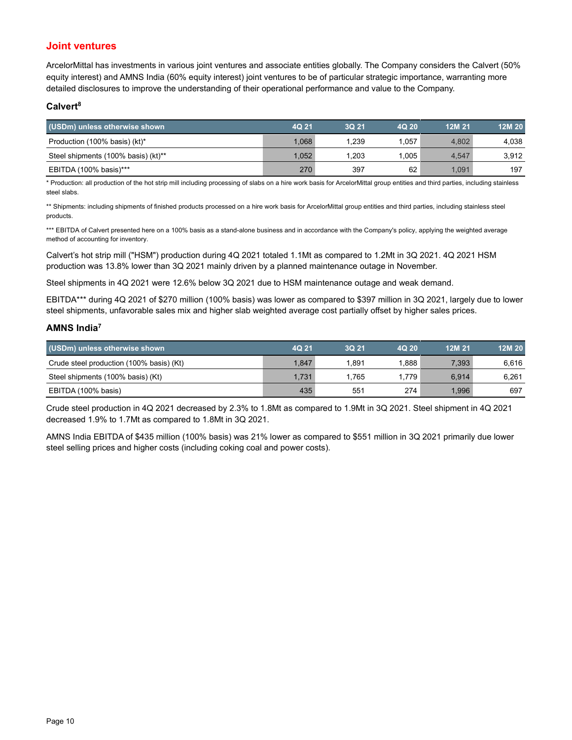## Joint ventures

ArcelorMittal has investments in various joint ventures and associate entities globally. The Company considers the Calvert (50% equity interest) and AMNS India (60% equity interest) joint ventures to be of particular strategic importance, warranting more detailed disclosures to improve the understanding of their operational performance and value to the Company.

### Calvert[8]

| (USDm) unless otherwise shown | 4Q 21 | 3Q 21 | 4Q 20 | 12M 21 | 12M 20 |
|---|---|---|---|---|---|
| Production (100% basis) (kt)* | 1,068 | 1,239 | 1,057 | 4,802 | 4,038 |
| Steel shipments (100% basis) (kt)** | 1,052 | 1,203 | 1,005 | 4,547 | 3,912 |
| EBITDA (100% basis)*** | 270 | 397 | 62 | 1,091 | 197 |

* Production: all production of the hot strip mill including processing of slabs on a hire work basis for ArcelorMittal group entities and third parties, including stainless steel slabs.

** Shipments: including shipments of finished products processed on a hire work basis for ArcelorMittal group entities and third parties, including stainless steel products.

*** EBITDA of Calvert presented here on a 100% basis as a stand-alone business and in accordance with the Company's policy, applying the weighted average method of accounting for inventory.

Calvert's hot strip mill ("HSM") production during 4Q 2021 totaled 1.1Mt as compared to 1.2Mt in 3Q 2021. 4Q 2021 HSM production was 13.8% lower than 3Q 2021 mainly driven by a planned maintenance outage in November.

Steel shipments in 4Q 2021 were 12.6% below 3Q 2021 due to HSM maintenance outage and weak demand.

EBITDA*** during 4Q 2021 of $270 million (100% basis) was lower as compared to $397 million in 3Q 2021, largely due to lower steel shipments, unfavorable sales mix and higher slab weighted average cost partially offset by higher sales prices.

### AMNS India[7]

| (USDm) unless otherwise shown | 4Q 21 | 3Q 21 | 4Q 20 | 12M 21 | 12M 20 |
|---|---|---|---|---|---|
| Crude steel production (100% basis) (Kt) | 1,847 | 1,891 | 1,888 | 7,393 | 6,616 |
| Steel shipments (100% basis) (Kt) | 1,731 | 1,765 | 1,779 | 6,914 | 6,261 |
| EBITDA (100% basis) | 435 | 551 | 274 | 1,996 | 697 |

Crude steel production in 4Q 2021 decreased by 2.3% to 1.8Mt as compared to 1.9Mt in 3Q 2021. Steel shipment in 4Q 2021 decreased 1.9% to 1.7Mt as compared to 1.8Mt in 3Q 2021.

AMNS India EBITDA of $435 million (100% basis) was 21% lower as compared to $551 million in 3Q 2021 primarily due lower steel selling prices and higher costs (including coking coal and power costs).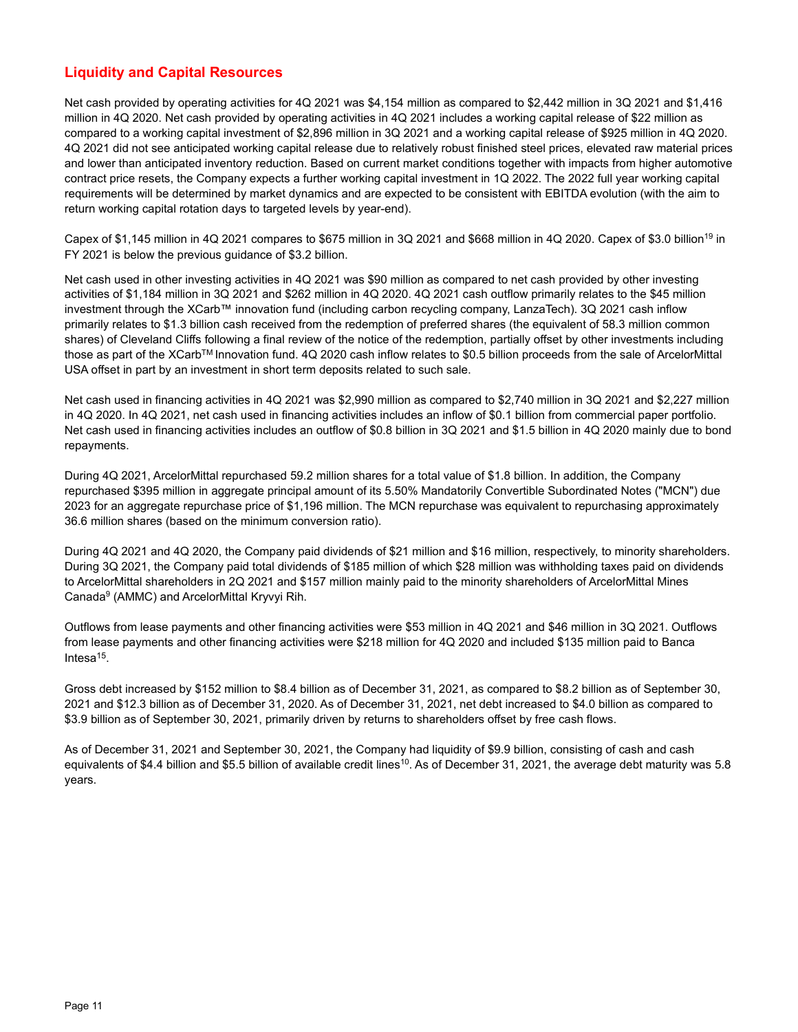## Liquidity and Capital Resources

Net cash provided by operating activities for 4Q 2021 was $4,154 million as compared to $2,442 million in 3Q 2021 and $1,416 million in 4Q 2020. Net cash provided by operating activities in 4Q 2021 includes a working capital release of $22 million as compared to a working capital investment of $2,896 million in 3Q 2021 and a working capital release of $925 million in 4Q 2020. 4Q 2021 did not see anticipated working capital release due to relatively robust finished steel prices, elevated raw material prices and lower than anticipated inventory reduction. Based on current market conditions together with impacts from higher automotive contract price resets, the Company expects a further working capital investment in 1Q 2022. The 2022 full year working capital requirements will be determined by market dynamics and are expected to be consistent with EBITDA evolution (with the aim to return working capital rotation days to targeted levels by year-end).

Capex of $1,145 million in 4Q 2021 compares to $675 million in 3Q 2021 and $668 million in 4Q 2020. Capex of $3.0 billion[19] in FY 2021 is below the previous guidance of $3.2 billion.

Net cash used in other investing activities in 4Q 2021 was $90 million as compared to net cash provided by other investing activities of $1,184 million in 3Q 2021 and $262 million in 4Q 2020. 4Q 2021 cash outflow primarily relates to the $45 million investment through the XCarb™ innovation fund (including carbon recycling company, LanzaTech). 3Q 2021 cash inflow primarily relates to $1.3 billion cash received from the redemption of preferred shares (the equivalent of 58.3 million common shares) of Cleveland Cliffs following a final review of the notice of the redemption, partially offset by other investments including those as part of the XCarb™ Innovation fund. 4Q 2020 cash inflow relates to $0.5 billion proceeds from the sale of ArcelorMittal USA offset in part by an investment in short term deposits related to such sale.

Net cash used in financing activities in 4Q 2021 was $2,990 million as compared to $2,740 million in 3Q 2021 and $2,227 million in 4Q 2020. In 4Q 2021, net cash used in financing activities includes an inflow of $0.1 billion from commercial paper portfolio. Net cash used in financing activities includes an outflow of $0.8 billion in 3Q 2021 and $1.5 billion in 4Q 2020 mainly due to bond repayments.

During 4Q 2021, ArcelorMittal repurchased 59.2 million shares for a total value of $1.8 billion. In addition, the Company repurchased $395 million in aggregate principal amount of its 5.50% Mandatorily Convertible Subordinated Notes ("MCN") due 2023 for an aggregate repurchase price of $1,196 million. The MCN repurchase was equivalent to repurchasing approximately 36.6 million shares (based on the minimum conversion ratio).

During 4Q 2021 and 4Q 2020, the Company paid dividends of $21 million and $16 million, respectively, to minority shareholders. During 3Q 2021, the Company paid total dividends of $185 million of which $28 million was withholding taxes paid on dividends to ArcelorMittal shareholders in 2Q 2021 and $157 million mainly paid to the minority shareholders of ArcelorMittal Mines Canada[9] (AMMC) and ArcelorMittal Kryvyi Rih.

Outflows from lease payments and other financing activities were $53 million in 4Q 2021 and $46 million in 3Q 2021. Outflows from lease payments and other financing activities were $218 million for 4Q 2020 and included $135 million paid to Banca Intesa[15].

Gross debt increased by $152 million to $8.4 billion as of December 31, 2021, as compared to $8.2 billion as of September 30, 2021 and $12.3 billion as of December 31, 2020. As of December 31, 2021, net debt increased to $4.0 billion as compared to $3.9 billion as of September 30, 2021, primarily driven by returns to shareholders offset by free cash flows.

As of December 31, 2021 and September 30, 2021, the Company had liquidity of $9.9 billion, consisting of cash and cash equivalents of $4.4 billion and $5.5 billion of available credit lines[10]. As of December 31, 2021, the average debt maturity was 5.8 years.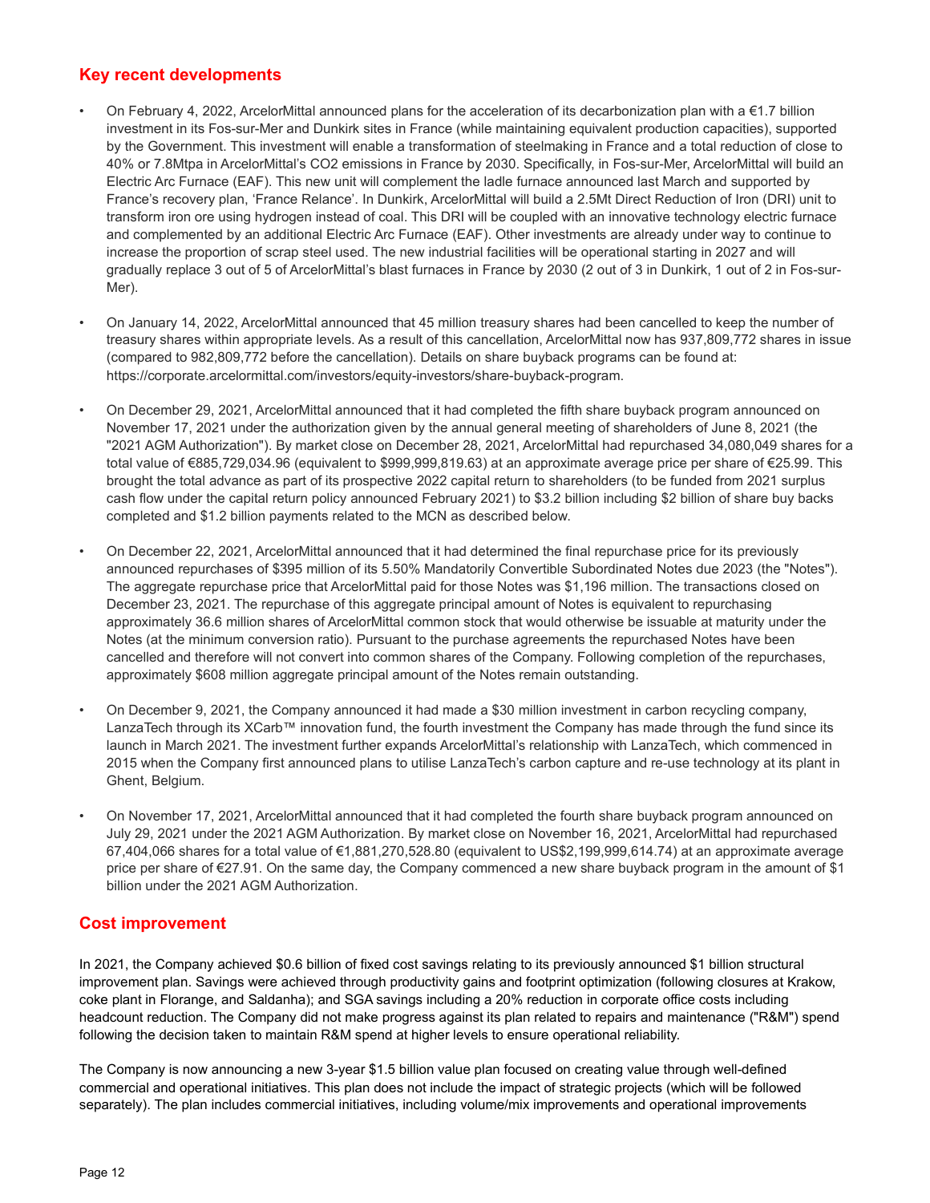## Key recent developments

- On February 4, 2022, ArcelorMittal announced plans for the acceleration of its decarbonization plan with a €1.7 billion investment in its Fos-sur-Mer and Dunkirk sites in France (while maintaining equivalent production capacities), supported by the Government. This investment will enable a transformation of steelmaking in France and a total reduction of close to 40% or 7.8Mtpa in ArcelorMittal's CO2 emissions in France by 2030. Specifically, in Fos-sur-Mer, ArcelorMittal will build an Electric Arc Furnace (EAF). This new unit will complement the ladle furnace announced last March and supported by France's recovery plan, 'France Relance'. In Dunkirk, ArcelorMittal will build a 2.5Mt Direct Reduction of Iron (DRI) unit to transform iron ore using hydrogen instead of coal. This DRI will be coupled with an innovative technology electric furnace and complemented by an additional Electric Arc Furnace (EAF). Other investments are already under way to continue to increase the proportion of scrap steel used. The new industrial facilities will be operational starting in 2027 and will gradually replace 3 out of 5 of ArcelorMittal's blast furnaces in France by 2030 (2 out of 3 in Dunkirk, 1 out of 2 in Fos-sur-Mer).

- On January 14, 2022, ArcelorMittal announced that 45 million treasury shares had been cancelled to keep the number of treasury shares within appropriate levels. As a result of this cancellation, ArcelorMittal now has 937,809,772 shares in issue (compared to 982,809,772 before the cancellation). Details on share buyback programs can be found at: https://corporate.arcelormittal.com/investors/equity-investors/share-buyback-program.

- On December 29, 2021, ArcelorMittal announced that it had completed the fifth share buyback program announced on November 17, 2021 under the authorization given by the annual general meeting of shareholders of June 8, 2021 (the "2021 AGM Authorization"). By market close on December 28, 2021, ArcelorMittal had repurchased 34,080,049 shares for a total value of €885,729,034.96 (equivalent to $999,999,819.63) at an approximate average price per share of €25.99. This brought the total advance as part of its prospective 2022 capital return to shareholders (to be funded from 2021 surplus cash flow under the capital return policy announced February 2021) to $3.2 billion including $2 billion of share buy backs completed and $1.2 billion payments related to the MCN as described below.

- On December 22, 2021, ArcelorMittal announced that it had determined the final repurchase price for its previously announced repurchases of $395 million of its 5.50% Mandatorily Convertible Subordinated Notes due 2023 (the "Notes"). The aggregate repurchase price that ArcelorMittal paid for those Notes was $1,196 million. The transactions closed on December 23, 2021. The repurchase of this aggregate principal amount of Notes is equivalent to repurchasing approximately 36.6 million shares of ArcelorMittal common stock that would otherwise be issuable at maturity under the Notes (at the minimum conversion ratio). Pursuant to the purchase agreements the repurchased Notes have been cancelled and therefore will not convert into common shares of the Company. Following completion of the repurchases, approximately $608 million aggregate principal amount of the Notes remain outstanding.

- On December 9, 2021, the Company announced it had made a $30 million investment in carbon recycling company, LanzaTech through its XCarb™ innovation fund, the fourth investment the Company has made through the fund since its launch in March 2021. The investment further expands ArcelorMittal's relationship with LanzaTech, which commenced in 2015 when the Company first announced plans to utilise LanzaTech's carbon capture and re-use technology at its plant in Ghent, Belgium.

- On November 17, 2021, ArcelorMittal announced that it had completed the fourth share buyback program announced on July 29, 2021 under the 2021 AGM Authorization. By market close on November 16, 2021, ArcelorMittal had repurchased 67,404,066 shares for a total value of €1,881,270,528.80 (equivalent to US$2,199,999,614.74) at an approximate average price per share of €27.91. On the same day, the Company commenced a new share buyback program in the amount of $1 billion under the 2021 AGM Authorization.

## Cost improvement

In 2021, the Company achieved $0.6 billion of fixed cost savings relating to its previously announced $1 billion structural improvement plan. Savings were achieved through productivity gains and footprint optimization (following closures at Krakow, coke plant in Florange, and Saldanha); and SGA savings including a 20% reduction in corporate office costs including headcount reduction. The Company did not make progress against its plan related to repairs and maintenance ("R&M") spend following the decision taken to maintain R&M spend at higher levels to ensure operational reliability.

The Company is now announcing a new 3-year $1.5 billion value plan focused on creating value through well-defined commercial and operational initiatives. This plan does not include the impact of strategic projects (which will be followed separately). The plan includes commercial initiatives, including volume/mix improvements and operational improvements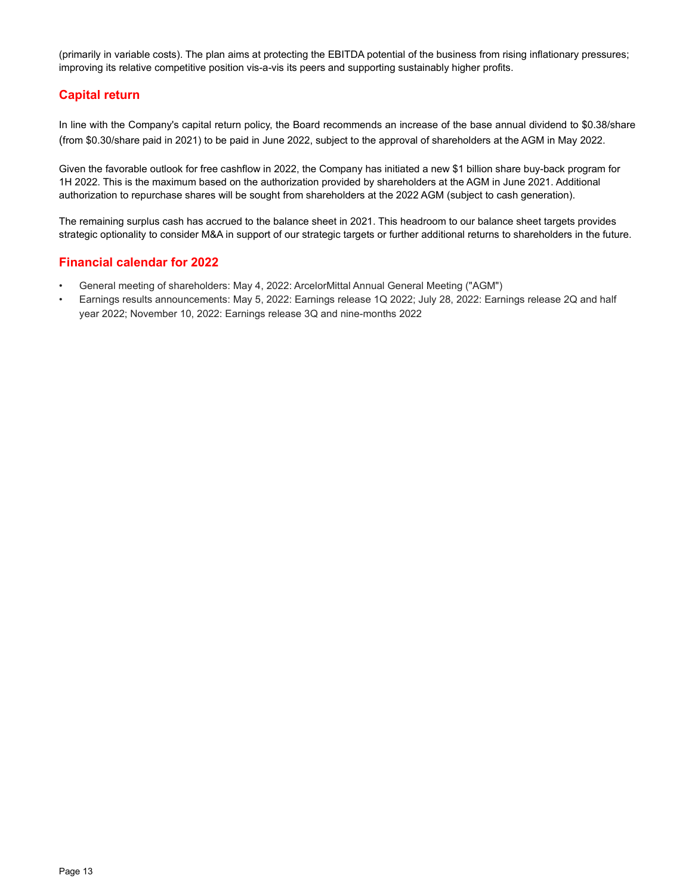(primarily in variable costs). The plan aims at protecting the EBITDA potential of the business from rising inflationary pressures; improving its relative competitive position vis-a-vis its peers and supporting sustainably higher profits.

## Capital return

In line with the Company's capital return policy, the Board recommends an increase of the base annual dividend to $0.38/share (from $0.30/share paid in 2021) to be paid in June 2022, subject to the approval of shareholders at the AGM in May 2022.

Given the favorable outlook for free cashflow in 2022, the Company has initiated a new $1 billion share buy-back program for 1H 2022. This is the maximum based on the authorization provided by shareholders at the AGM in June 2021. Additional authorization to repurchase shares will be sought from shareholders at the 2022 AGM (subject to cash generation).

The remaining surplus cash has accrued to the balance sheet in 2021. This headroom to our balance sheet targets provides strategic optionality to consider M&A in support of our strategic targets or further additional returns to shareholders in the future.

## Financial calendar for 2022

- General meeting of shareholders: May 4, 2022: ArcelorMittal Annual General Meeting ("AGM")
- Earnings results announcements: May 5, 2022: Earnings release 1Q 2022; July 28, 2022: Earnings release 2Q and half year 2022; November 10, 2022: Earnings release 3Q and nine-months 2022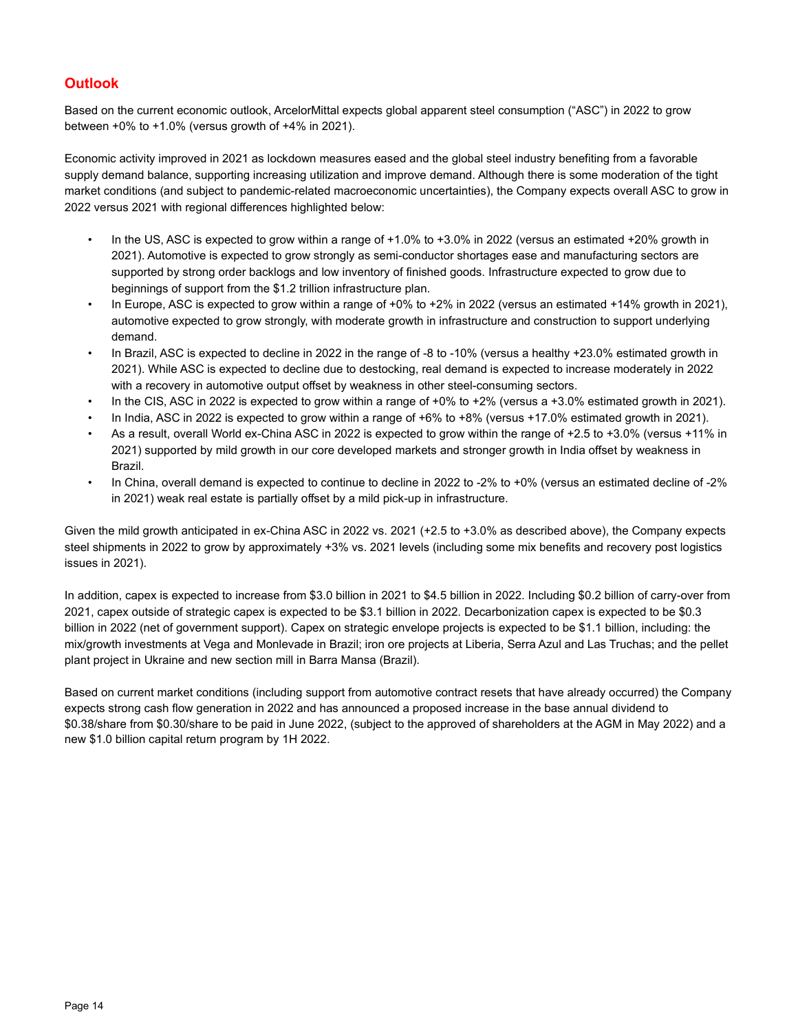## Outlook

Based on the current economic outlook, ArcelorMittal expects global apparent steel consumption ("ASC") in 2022 to grow between +0% to +1.0% (versus growth of +4% in 2021).

Economic activity improved in 2021 as lockdown measures eased and the global steel industry benefiting from a favorable supply demand balance, supporting increasing utilization and improve demand. Although there is some moderation of the tight market conditions (and subject to pandemic-related macroeconomic uncertainties), the Company expects overall ASC to grow in 2022 versus 2021 with regional differences highlighted below:

- In the US, ASC is expected to grow within a range of +1.0% to +3.0% in 2022 (versus an estimated +20% growth in 2021). Automotive is expected to grow strongly as semi-conductor shortages ease and manufacturing sectors are supported by strong order backlogs and low inventory of finished goods. Infrastructure expected to grow due to beginnings of support from the $1.2 trillion infrastructure plan.
- In Europe, ASC is expected to grow within a range of +0% to +2% in 2022 (versus an estimated +14% growth in 2021), automotive expected to grow strongly, with moderate growth in infrastructure and construction to support underlying demand.
- In Brazil, ASC is expected to decline in 2022 in the range of -8 to -10% (versus a healthy +23.0% estimated growth in 2021). While ASC is expected to decline due to destocking, real demand is expected to increase moderately in 2022 with a recovery in automotive output offset by weakness in other steel-consuming sectors.
- In the CIS, ASC in 2022 is expected to grow within a range of +0% to +2% (versus a +3.0% estimated growth in 2021).
- In India, ASC in 2022 is expected to grow within a range of +6% to +8% (versus +17.0% estimated growth in 2021).
- As a result, overall World ex-China ASC in 2022 is expected to grow within the range of +2.5 to +3.0% (versus +11% in 2021) supported by mild growth in our core developed markets and stronger growth in India offset by weakness in Brazil.
- In China, overall demand is expected to continue to decline in 2022 to -2% to +0% (versus an estimated decline of -2% in 2021) weak real estate is partially offset by a mild pick-up in infrastructure.

Given the mild growth anticipated in ex-China ASC in 2022 vs. 2021 (+2.5 to +3.0% as described above), the Company expects steel shipments in 2022 to grow by approximately +3% vs. 2021 levels (including some mix benefits and recovery post logistics issues in 2021).

In addition, capex is expected to increase from $3.0 billion in 2021 to $4.5 billion in 2022. Including $0.2 billion of carry-over from 2021, capex outside of strategic capex is expected to be $3.1 billion in 2022. Decarbonization capex is expected to be $0.3 billion in 2022 (net of government support). Capex on strategic envelope projects is expected to be $1.1 billion, including: the mix/growth investments at Vega and Monlevade in Brazil; iron ore projects at Liberia, Serra Azul and Las Truchas; and the pellet plant project in Ukraine and new section mill in Barra Mansa (Brazil).

Based on current market conditions (including support from automotive contract resets that have already occurred) the Company expects strong cash flow generation in 2022 and has announced a proposed increase in the base annual dividend to $0.38/share from $0.30/share to be paid in June 2022, (subject to the approved of shareholders at the AGM in May 2022) and a new $1.0 billion capital return program by 1H 2022.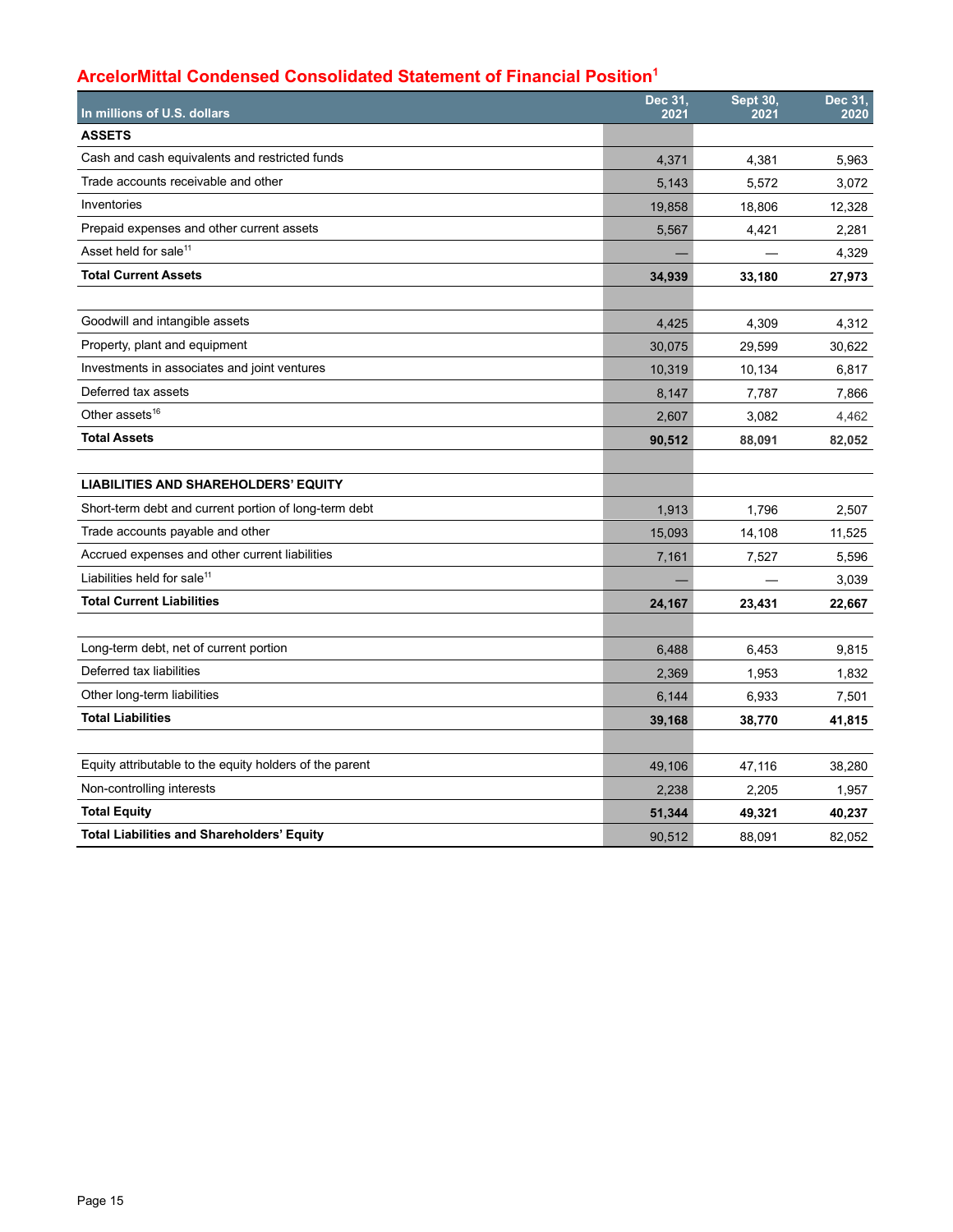## ArcelorMittal Condensed Consolidated Statement of Financial Position[1]

| In millions of U.S. dollars | Dec 31, 2021 | Sept 30, 2021 | Dec 31, 2020 |
|---|---|---|---|
| **ASSETS** | | | |
| Cash and cash equivalents and restricted funds | 4,371 | 4,381 | 5,963 |
| Trade accounts receivable and other | 5,143 | 5,572 | 3,072 |
| Inventories | 19,858 | 18,806 | 12,328 |
| Prepaid expenses and other current assets | 5,567 | 4,421 | 2,281 |
| Asset held for sale[11] | — | — | 4,329 |
| **Total Current Assets** | **34,939** | **33,180** | **27,973** |
| | | | |
| Goodwill and intangible assets | 4,425 | 4,309 | 4,312 |
| Property, plant and equipment | 30,075 | 29,599 | 30,622 |
| Investments in associates and joint ventures | 10,319 | 10,134 | 6,817 |
| Deferred tax assets | 8,147 | 7,787 | 7,866 |
| Other assets[16] | 2,607 | 3,082 | 4,462 |
| **Total Assets** | **90,512** | **88,091** | **82,052** |
| | | | |
| **LIABILITIES AND SHAREHOLDERS' EQUITY** | | | |
| Short-term debt and current portion of long-term debt | 1,913 | 1,796 | 2,507 |
| Trade accounts payable and other | 15,093 | 14,108 | 11,525 |
| Accrued expenses and other current liabilities | 7,161 | 7,527 | 5,596 |
| Liabilities held for sale[11] | — | — | 3,039 |
| **Total Current Liabilities** | **24,167** | **23,431** | **22,667** |
| | | | |
| Long-term debt, net of current portion | 6,488 | 6,453 | 9,815 |
| Deferred tax liabilities | 2,369 | 1,953 | 1,832 |
| Other long-term liabilities | 6,144 | 6,933 | 7,501 |
| **Total Liabilities** | **39,168** | **38,770** | **41,815** |
| | | | |
| Equity attributable to the equity holders of the parent | 49,106 | 47,116 | 38,280 |
| Non-controlling interests | 2,238 | 2,205 | 1,957 |
| **Total Equity** | **51,344** | **49,321** | **40,237** |
| **Total Liabilities and Shareholders' Equity** | 90,512 | 88,091 | 82,052 |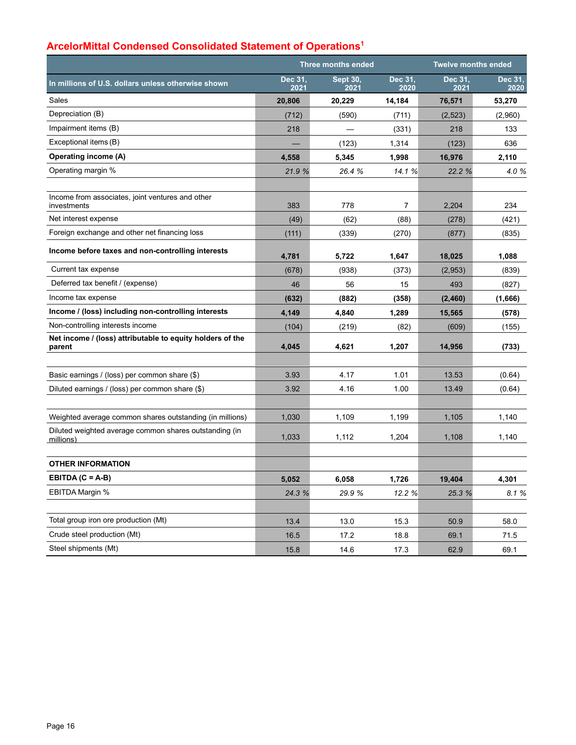## ArcelorMittal Condensed Consolidated Statement of Operations[1]

| | Three months ended | | | Twelve months ended | |
|---|---|---|---|---|---|
| In millions of U.S. dollars unless otherwise shown | Dec 31, 2021 | Sept 30, 2021 | Dec 31, 2020 | Dec 31, 2021 | Dec 31, 2020 |
| Sales | **20,806** | **20,229** | **14,184** | **76,571** | **53,270** |
| Depreciation (B) | (712) | (590) | (711) | (2,523) | (2,960) |
| Impairment items (B) | 218 | — | (331) | 218 | 133 |
| Exceptional items (B) | — | (123) | 1,314 | (123) | 636 |
| **Operating income (A)** | **4,558** | **5,345** | **1,998** | **16,976** | **2,110** |
| Operating margin % | *21.9 %* | *26.4 %* | *14.1 %* | *22.2 %* | *4.0 %* |
| | | | | | |
| Income from associates, joint ventures and other investments | 383 | 778 | 7 | 2,204 | 234 |
| Net interest expense | (49) | (62) | (88) | (278) | (421) |
| Foreign exchange and other net financing loss | (111) | (339) | (270) | (877) | (835) |
| **Income before taxes and non-controlling interests** | **4,781** | **5,722** | **1,647** | **18,025** | **1,088** |
| Current tax expense | (678) | (938) | (373) | (2,953) | (839) |
| Deferred tax benefit / (expense) | 46 | 56 | 15 | 493 | (827) |
| Income tax expense | **(632)** | **(882)** | **(358)** | **(2,460)** | **(1,666)** |
| **Income / (loss) including non-controlling interests** | **4,149** | **4,840** | **1,289** | **15,565** | **(578)** |
| Non-controlling interests income | (104) | (219) | (82) | (609) | (155) |
| **Net income / (loss) attributable to equity holders of the parent** | **4,045** | **4,621** | **1,207** | **14,956** | **(733)** |
| | | | | | |
| Basic earnings / (loss) per common share ($) | 3.93 | 4.17 | 1.01 | 13.53 | (0.64) |
| Diluted earnings / (loss) per common share ($) | 3.92 | 4.16 | 1.00 | 13.49 | (0.64) |
| | | | | | |
| Weighted average common shares outstanding (in millions) | 1,030 | 1,109 | 1,199 | 1,105 | 1,140 |
| Diluted weighted average common shares outstanding (in millions) | 1,033 | 1,112 | 1,204 | 1,108 | 1,140 |
| | | | | | |
| **OTHER INFORMATION** | | | | | |
| **EBITDA (C = A-B)** | **5,052** | **6,058** | **1,726** | **19,404** | **4,301** |
| EBITDA Margin % | *24.3 %* | *29.9 %* | *12.2 %* | *25.3 %* | *8.1 %* |
| | | | | | |
| Total group iron ore production (Mt) | 13.4 | 13.0 | 15.3 | 50.9 | 58.0 |
| Crude steel production (Mt) | 16.5 | 17.2 | 18.8 | 69.1 | 71.5 |
| Steel shipments (Mt) | 15.8 | 14.6 | 17.3 | 62.9 | 69.1 |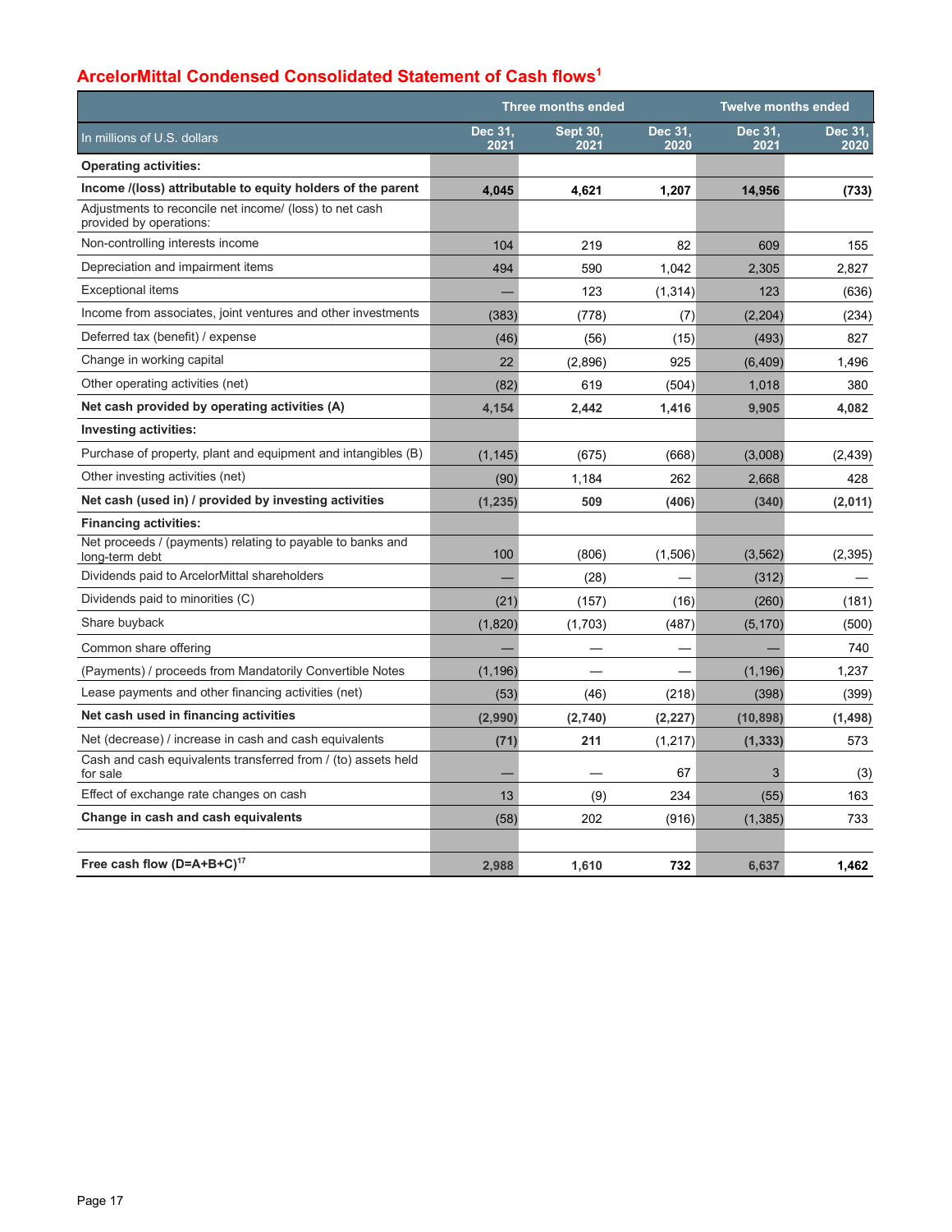## ArcelorMittal Condensed Consolidated Statement of Cash flows[1]

| In millions of U.S. dollars | Three months ended | | | Twelve months ended | |
|---|---|---|---|---|---|
| | Dec 31, 2021 | Sept 30, 2021 | Dec 31, 2020 | Dec 31, 2021 | Dec 31, 2020 |
| **Operating activities:** | | | | | |
| **Income /(loss) attributable to equity holders of the parent** | **4,045** | **4,621** | **1,207** | **14,956** | **(733)** |
| Adjustments to reconcile net income/ (loss) to net cash provided by operations: | | | | | |
| Non-controlling interests income | 104 | 219 | 82 | 609 | 155 |
| Depreciation and impairment items | 494 | 590 | 1,042 | 2,305 | 2,827 |
| Exceptional items | — | 123 | (1,314) | 123 | (636) |
| Income from associates, joint ventures and other investments | (383) | (778) | (7) | (2,204) | (234) |
| Deferred tax (benefit) / expense | (46) | (56) | (15) | (493) | 827 |
| Change in working capital | 22 | (2,896) | 925 | (6,409) | 1,496 |
| Other operating activities (net) | (82) | 619 | (504) | 1,018 | 380 |
| **Net cash provided by operating activities (A)** | **4,154** | **2,442** | **1,416** | **9,905** | **4,082** |
| **Investing activities:** | | | | | |
| Purchase of property, plant and equipment and intangibles (B) | (1,145) | (675) | (668) | (3,008) | (2,439) |
| Other investing activities (net) | (90) | 1,184 | 262 | 2,668 | 428 |
| **Net cash (used in) / provided by investing activities** | **(1,235)** | **509** | **(406)** | **(340)** | **(2,011)** |
| **Financing activities:** | | | | | |
| Net proceeds / (payments) relating to payable to banks and long-term debt | 100 | (806) | (1,506) | (3,562) | (2,395) |
| Dividends paid to ArcelorMittal shareholders | — | (28) | — | (312) | — |
| Dividends paid to minorities (C) | (21) | (157) | (16) | (260) | (181) |
| Share buyback | (1,820) | (1,703) | (487) | (5,170) | (500) |
| Common share offering | — | — | — | — | 740 |
| (Payments) / proceeds from Mandatorily Convertible Notes | (1,196) | — | — | (1,196) | 1,237 |
| Lease payments and other financing activities (net) | (53) | (46) | (218) | (398) | (399) |
| **Net cash used in financing activities** | **(2,990)** | **(2,740)** | **(2,227)** | **(10,898)** | **(1,498)** |
| Net (decrease) / increase in cash and cash equivalents | **(71)** | **211** | (1,217) | **(1,333)** | 573 |
| Cash and cash equivalents transferred from / (to) assets held for sale | — | — | 67 | 3 | (3) |
| Effect of exchange rate changes on cash | 13 | (9) | 234 | (55) | 163 |
| **Change in cash and cash equivalents** | (58) | 202 | (916) | (1,385) | 733 |
| | | | | | |
| **Free cash flow (D=A+B+C)[17]** | **2,988** | **1,610** | **732** | **6,637** | **1,462** |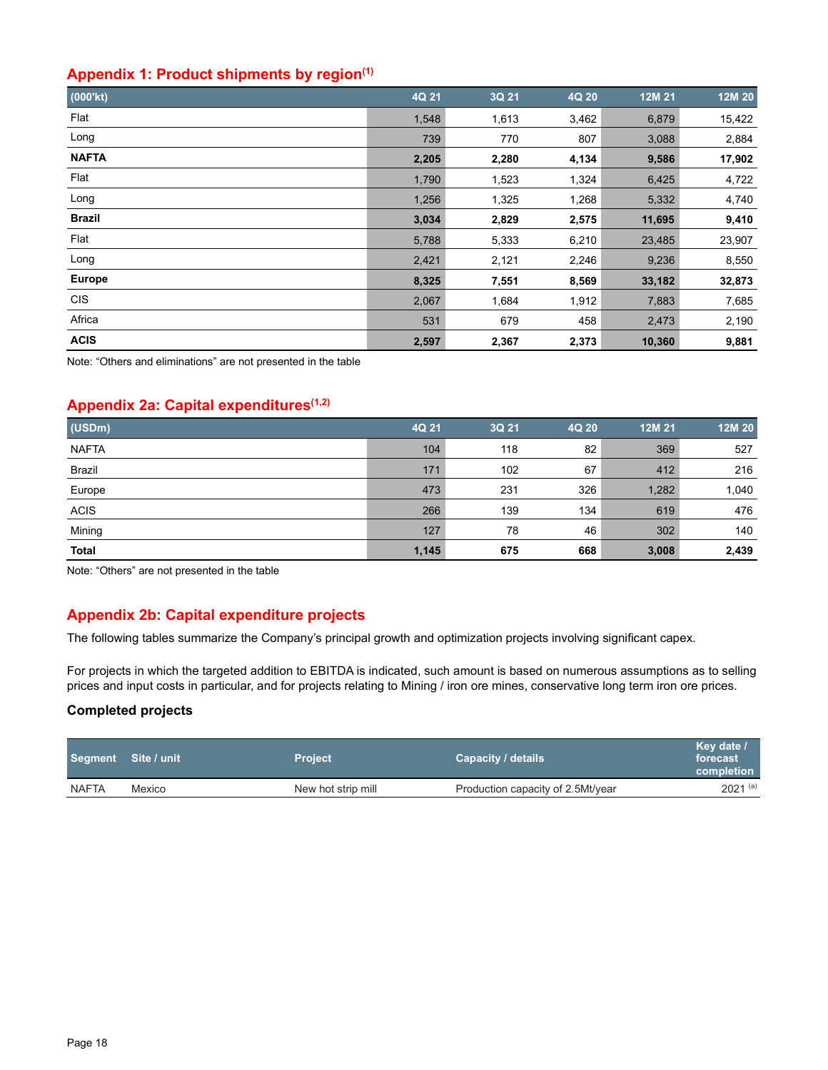## Appendix 1: Product shipments by region[1]

| (000'kt) | 4Q 21 | 3Q 21 | 4Q 20 | 12M 21 | 12M 20 |
|---|---|---|---|---|---|
| Flat | 1,548 | 1,613 | 3,462 | 6,879 | 15,422 |
| Long | 739 | 770 | 807 | 3,088 | 2,884 |
| **NAFTA** | **2,205** | **2,280** | **4,134** | **9,586** | **17,902** |
| Flat | 1,790 | 1,523 | 1,324 | 6,425 | 4,722 |
| Long | 1,256 | 1,325 | 1,268 | 5,332 | 4,740 |
| **Brazil** | **3,034** | **2,829** | **2,575** | **11,695** | **9,410** |
| Flat | 5,788 | 5,333 | 6,210 | 23,485 | 23,907 |
| Long | 2,421 | 2,121 | 2,246 | 9,236 | 8,550 |
| **Europe** | **8,325** | **7,551** | **8,569** | **33,182** | **32,873** |
| CIS | 2,067 | 1,684 | 1,912 | 7,883 | 7,685 |
| Africa | 531 | 679 | 458 | 2,473 | 2,190 |
| **ACIS** | **2,597** | **2,367** | **2,373** | **10,360** | **9,881** |

Note: "Others and eliminations" are not presented in the table

## Appendix 2a: Capital expenditures[1,2]

| (USDm) | 4Q 21 | 3Q 21 | 4Q 20 | 12M 21 | 12M 20 |
|---|---|---|---|---|---|
| NAFTA | 104 | 118 | 82 | 369 | 527 |
| Brazil | 171 | 102 | 67 | 412 | 216 |
| Europe | 473 | 231 | 326 | 1,282 | 1,040 |
| ACIS | 266 | 139 | 134 | 619 | 476 |
| Mining | 127 | 78 | 46 | 302 | 140 |
| **Total** | **1,145** | **675** | **668** | **3,008** | **2,439** |

Note: "Others" are not presented in the table

## Appendix 2b: Capital expenditure projects

The following tables summarize the Company's principal growth and optimization projects involving significant capex.

For projects in which the targeted addition to EBITDA is indicated, such amount is based on numerous assumptions as to selling prices and input costs in particular, and for projects relating to Mining / iron ore mines, conservative long term iron ore prices.

### Completed projects

| Segment | Site / unit | Project | Capacity / details | Key date / forecast completion |
|---|---|---|---|---|
| NAFTA | Mexico | New hot strip mill | Production capacity of 2.5Mt/year | 2021 [a] |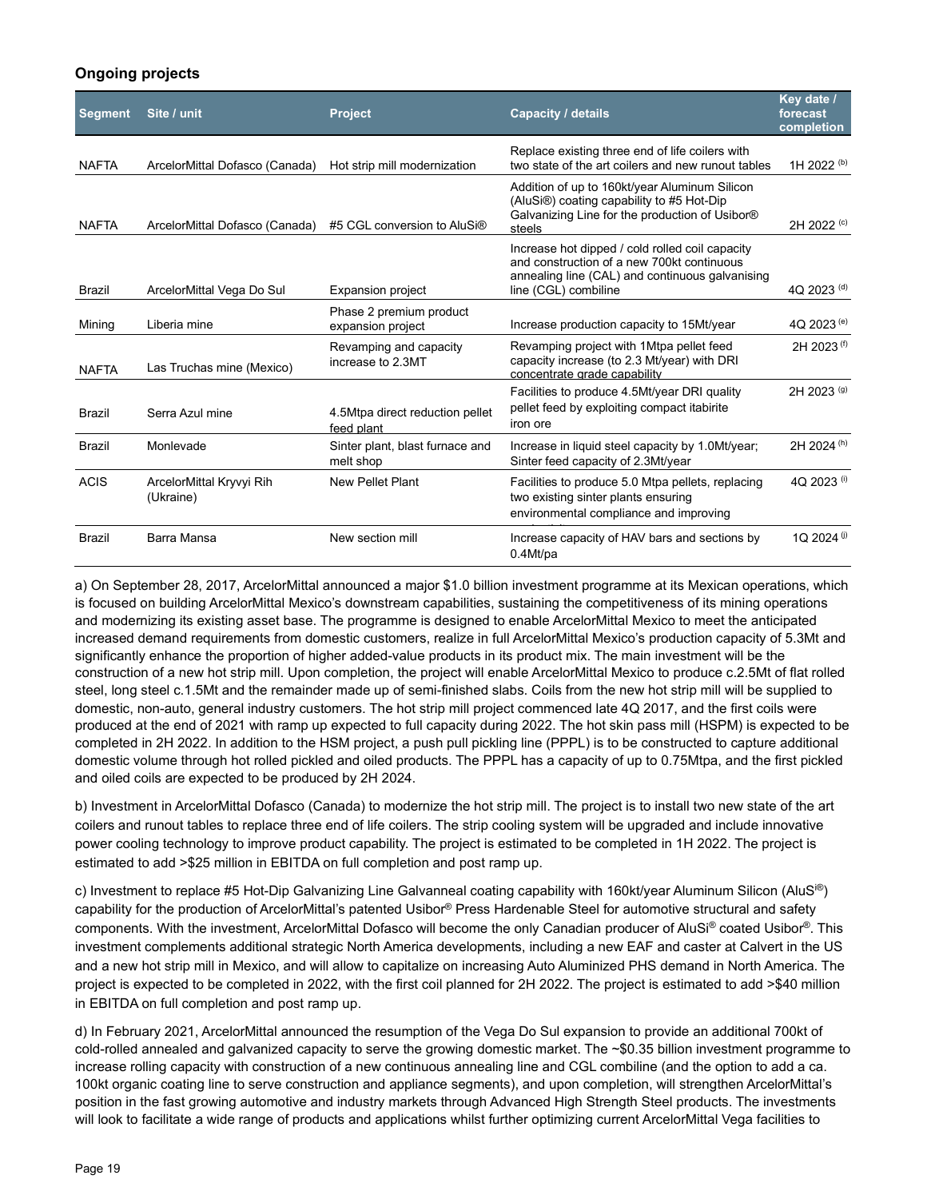### Ongoing projects

| Segment | Site / unit | Project | Capacity / details | Key date / forecast completion |
|---|---|---|---|---|
| NAFTA | ArcelorMittal Dofasco (Canada) | Hot strip mill modernization | Replace existing three end of life coilers with two state of the art coilers and new runout tables | 1H 2022 (b) |
| NAFTA | ArcelorMittal Dofasco (Canada) | #5 CGL conversion to AluSi® | Addition of up to 160kt/year Aluminum Silicon (AluSi®) coating capability to #5 Hot-Dip Galvanizing Line for the production of Usibor® steels | 2H 2022 (c) |
| Brazil | ArcelorMittal Vega Do Sul | Expansion project | Increase hot dipped / cold rolled coil capacity and construction of a new 700kt continuous annealing line (CAL) and continuous galvanising line (CGL) combiline | 4Q 2023 (d) |
| Mining | Liberia mine | Phase 2 premium product expansion project | Increase production capacity to 15Mt/year | 4Q 2023 (e) |
| NAFTA | Las Truchas mine (Mexico) | Revamping and capacity increase to 2.3MT | Revamping project with 1Mtpa pellet feed capacity increase (to 2.3 Mt/year) with DRI concentrate grade capability | 2H 2023 (f) |
| Brazil | Serra Azul mine | 4.5Mtpa direct reduction pellet feed plant | Facilities to produce 4.5Mt/year DRI quality pellet feed by exploiting compact itabirite iron ore | 2H 2023 (g) |
| Brazil | Monlevade | Sinter plant, blast furnace and melt shop | Increase in liquid steel capacity by 1.0Mt/year; Sinter feed capacity of 2.3Mt/year | 2H 2024 (h) |
| ACIS | ArcelorMittal Kryvyi Rih (Ukraine) | New Pellet Plant | Facilities to produce 5.0 Mtpa pellets, replacing two existing sinter plants ensuring environmental compliance and improving | 4Q 2023 (i) |
| Brazil | Barra Mansa | New section mill | Increase capacity of HAV bars and sections by 0.4Mt/pa | 1Q 2024 (j) |

a) On September 28, 2017, ArcelorMittal announced a major $1.0 billion investment programme at its Mexican operations, which is focused on building ArcelorMittal Mexico's downstream capabilities, sustaining the competitiveness of its mining operations and modernizing its existing asset base. The programme is designed to enable ArcelorMittal Mexico to meet the anticipated increased demand requirements from domestic customers, realize in full ArcelorMittal Mexico's production capacity of 5.3Mt and significantly enhance the proportion of higher added-value products in its product mix. The main investment will be the construction of a new hot strip mill. Upon completion, the project will enable ArcelorMittal Mexico to produce c.2.5Mt of flat rolled steel, long steel c.1.5Mt and the remainder made up of semi-finished slabs. Coils from the new hot strip mill will be supplied to domestic, non-auto, general industry customers. The hot strip mill project commenced late 4Q 2017, and the first coils were produced at the end of 2021 with ramp up expected to full capacity during 2022. The hot skin pass mill (HSPM) is expected to be completed in 2H 2022. In addition to the HSM project, a push pull pickling line (PPPL) is to be constructed to capture additional domestic volume through hot rolled pickled and oiled products. The PPPL has a capacity of up to 0.75Mtpa, and the first pickled and oiled coils are expected to be produced by 2H 2024.

b) Investment in ArcelorMittal Dofasco (Canada) to modernize the hot strip mill. The project is to install two new state of the art coilers and runout tables to replace three end of life coilers. The strip cooling system will be upgraded and include innovative power cooling technology to improve product capability. The project is estimated to be completed in 1H 2022. The project is estimated to add >$25 million in EBITDA on full completion and post ramp up.

c) Investment to replace #5 Hot-Dip Galvanizing Line Galvanneal coating capability with 160kt/year Aluminum Silicon (AluSi®) capability for the production of ArcelorMittal's patented Usibor® Press Hardenable Steel for automotive structural and safety components. With the investment, ArcelorMittal Dofasco will become the only Canadian producer of AluSi® coated Usibor®. This investment complements additional strategic North America developments, including a new EAF and caster at Calvert in the US and a new hot strip mill in Mexico, and will allow to capitalize on increasing Auto Aluminized PHS demand in North America. The project is expected to be completed in 2022, with the first coil planned for 2H 2022. The project is estimated to add >$40 million in EBITDA on full completion and post ramp up.

d) In February 2021, ArcelorMittal announced the resumption of the Vega Do Sul expansion to provide an additional 700kt of cold-rolled annealed and galvanized capacity to serve the growing domestic market. The ~$0.35 billion investment programme to increase rolling capacity with construction of a new continuous annealing line and CGL combiline (and the option to add a ca. 100kt organic coating line to serve construction and appliance segments), and upon completion, will strengthen ArcelorMittal's position in the fast growing automotive and industry markets through Advanced High Strength Steel products. The investments will look to facilitate a wide range of products and applications whilst further optimizing current ArcelorMittal Vega facilities to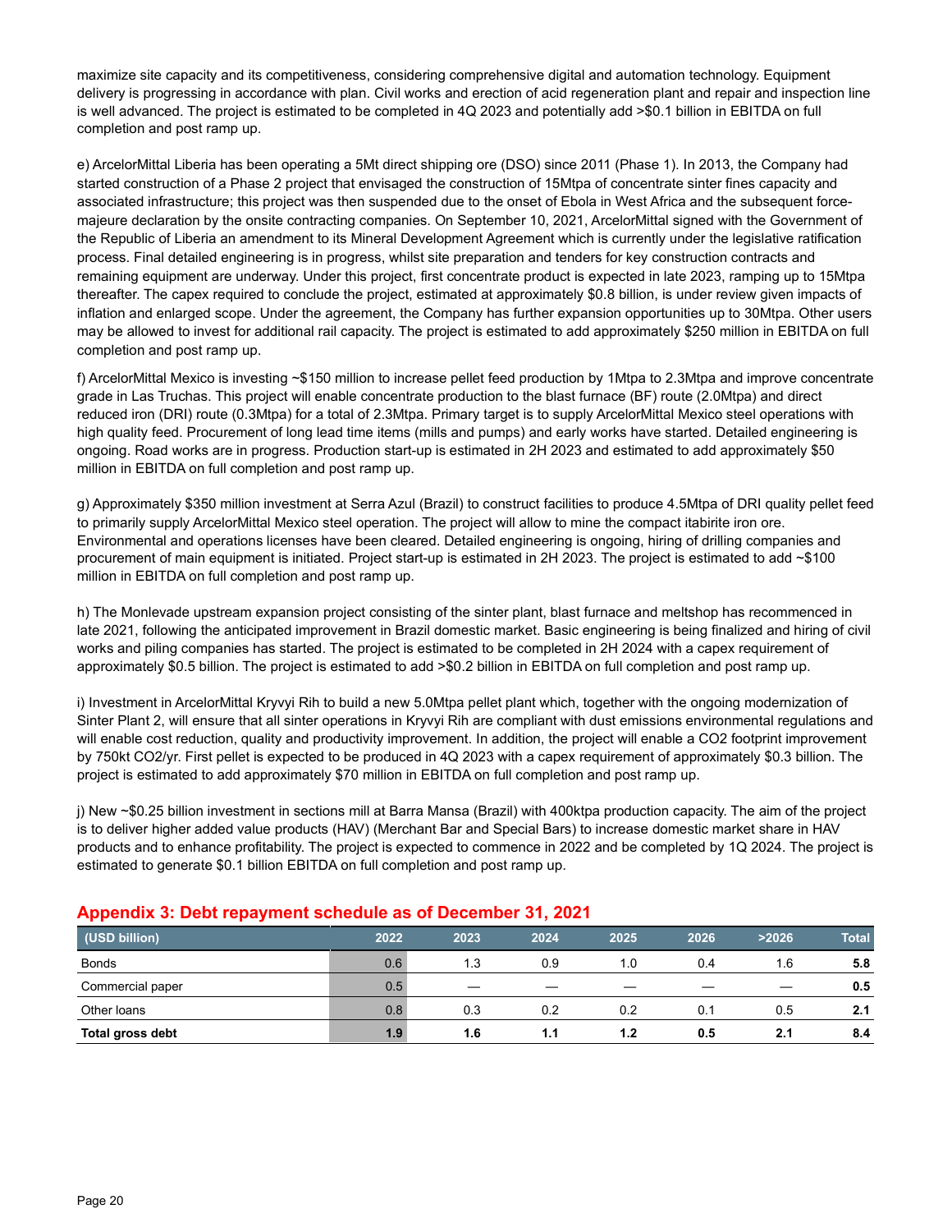maximize site capacity and its competitiveness, considering comprehensive digital and automation technology. Equipment delivery is progressing in accordance with plan. Civil works and erection of acid regeneration plant and repair and inspection line is well advanced. The project is estimated to be completed in 4Q 2023 and potentially add >$0.1 billion in EBITDA on full completion and post ramp up.

e) ArcelorMittal Liberia has been operating a 5Mt direct shipping ore (DSO) since 2011 (Phase 1). In 2013, the Company had started construction of a Phase 2 project that envisaged the construction of 15Mtpa of concentrate sinter fines capacity and associated infrastructure; this project was then suspended due to the onset of Ebola in West Africa and the subsequent force-majeure declaration by the onsite contracting companies. On September 10, 2021, ArcelorMittal signed with the Government of the Republic of Liberia an amendment to its Mineral Development Agreement which is currently under the legislative ratification process. Final detailed engineering is in progress, whilst site preparation and tenders for key construction contracts and remaining equipment are underway. Under this project, first concentrate product is expected in late 2023, ramping up to 15Mtpa thereafter. The capex required to conclude the project, estimated at approximately $0.8 billion, is under review given impacts of inflation and enlarged scope. Under the agreement, the Company has further expansion opportunities up to 30Mtpa. Other users may be allowed to invest for additional rail capacity. The project is estimated to add approximately $250 million in EBITDA on full completion and post ramp up.

f) ArcelorMittal Mexico is investing ~$150 million to increase pellet feed production by 1Mtpa to 2.3Mtpa and improve concentrate grade in Las Truchas. This project will enable concentrate production to the blast furnace (BF) route (2.0Mtpa) and direct reduced iron (DRI) route (0.3Mtpa) for a total of 2.3Mtpa. Primary target is to supply ArcelorMittal Mexico steel operations with high quality feed. Procurement of long lead time items (mills and pumps) and early works have started. Detailed engineering is ongoing. Road works are in progress. Production start-up is estimated in 2H 2023 and estimated to add approximately $50 million in EBITDA on full completion and post ramp up.

g) Approximately $350 million investment at Serra Azul (Brazil) to construct facilities to produce 4.5Mtpa of DRI quality pellet feed to primarily supply ArcelorMittal Mexico steel operation. The project will allow to mine the compact itabirite iron ore. Environmental and operations licenses have been cleared. Detailed engineering is ongoing, hiring of drilling companies and procurement of main equipment is initiated. Project start-up is estimated in 2H 2023. The project is estimated to add ~$100 million in EBITDA on full completion and post ramp up.

h) The Monlevade upstream expansion project consisting of the sinter plant, blast furnace and meltshop has recommenced in late 2021, following the anticipated improvement in Brazil domestic market. Basic engineering is being finalized and hiring of civil works and piling companies has started. The project is estimated to be completed in 2H 2024 with a capex requirement of approximately $0.5 billion. The project is estimated to add >$0.2 billion in EBITDA on full completion and post ramp up.

i) Investment in ArcelorMittal Kryvyi Rih to build a new 5.0Mtpa pellet plant which, together with the ongoing modernization of Sinter Plant 2, will ensure that all sinter operations in Kryvyi Rih are compliant with dust emissions environmental regulations and will enable cost reduction, quality and productivity improvement. In addition, the project will enable a $CO_2$ footprint improvement by 750kt $CO_2$/yr. First pellet is expected to be produced in 4Q 2023 with a capex requirement of approximately $0.3 billion. The project is estimated to add approximately $70 million in EBITDA on full completion and post ramp up.

j) New ~$0.25 billion investment in sections mill at Barra Mansa (Brazil) with 400ktpa production capacity. The aim of the project is to deliver higher added value products (HAV) (Merchant Bar and Special Bars) to increase domestic market share in HAV products and to enhance profitability. The project is expected to commence in 2022 and be completed by 1Q 2024. The project is estimated to generate $0.1 billion EBITDA on full completion and post ramp up.

## Appendix 3: Debt repayment schedule as of December 31, 2021

| (USD billion) | 2022 | 2023 | 2024 | 2025 | 2026 | >2026 | Total |
|---|---|---|---|---|---|---|---|
| Bonds | 0.6 | 1.3 | 0.9 | 1.0 | 0.4 | 1.6 | **5.8** |
| Commercial paper | 0.5 | — | — | — | — | — | **0.5** |
| Other loans | 0.8 | 0.3 | 0.2 | 0.2 | 0.1 | 0.5 | **2.1** |
| **Total gross debt** | **1.9** | **1.6** | **1.1** | **1.2** | **0.5** | **2.1** | **8.4** |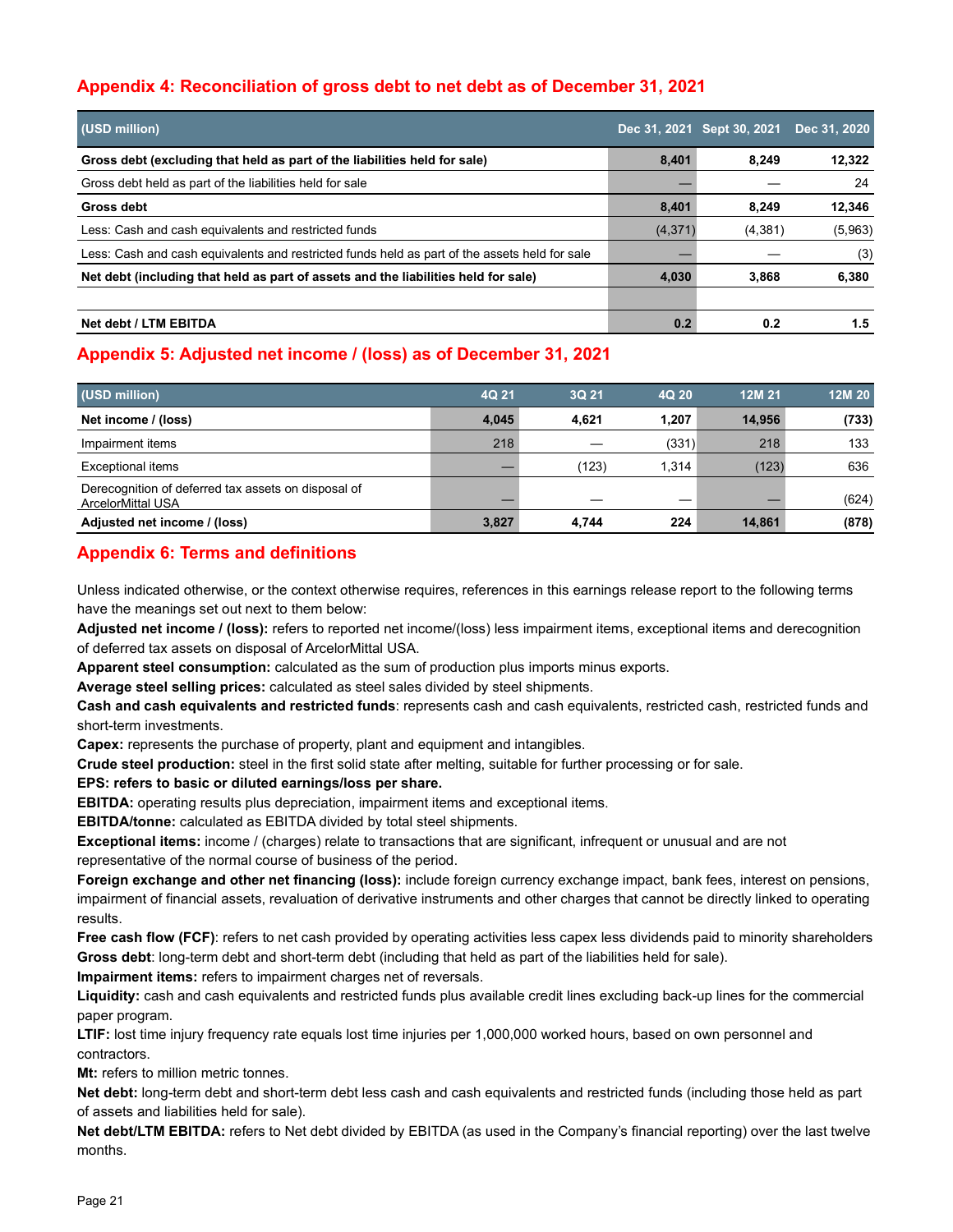## Appendix 4: Reconciliation of gross debt to net debt as of December 31, 2021

| (USD million) | Dec 31, 2021 | Sept 30, 2021 | Dec 31, 2020 |
|---|---|---|---|
| **Gross debt (excluding that held as part of the liabilities held for sale)** | **8,401** | **8,249** | **12,322** |
| Gross debt held as part of the liabilities held for sale | — | — | 24 |
| **Gross debt** | **8,401** | **8,249** | **12,346** |
| Less: Cash and cash equivalents and restricted funds | (4,371) | (4,381) | (5,963) |
| Less: Cash and cash equivalents and restricted funds held as part of the assets held for sale | — | — | (3) |
| **Net debt (including that held as part of assets and the liabilities held for sale)** | **4,030** | **3,868** | **6,380** |
| | | | |
| **Net debt / LTM EBITDA** | **0.2** | **0.2** | **1.5** |

## Appendix 5: Adjusted net income / (loss) as of December 31, 2021

| (USD million) | 4Q 21 | 3Q 21 | 4Q 20 | 12M 21 | 12M 20 |
|---|---|---|---|---|---|
| **Net income / (loss)** | **4,045** | **4,621** | **1,207** | **14,956** | **(733)** |
| Impairment items | 218 | — | (331) | 218 | 133 |
| Exceptional items | — | (123) | 1,314 | (123) | 636 |
| Derecognition of deferred tax assets on disposal of ArcelorMittal USA | — | — | — | — | (624) |
| **Adjusted net income / (loss)** | **3,827** | **4,744** | **224** | **14,861** | **(878)** |

## Appendix 6: Terms and definitions

Unless indicated otherwise, or the context otherwise requires, references in this earnings release report to the following terms have the meanings set out next to them below:

**Adjusted net income / (loss):** refers to reported net income/(loss) less impairment items, exceptional items and derecognition of deferred tax assets on disposal of ArcelorMittal USA.

**Apparent steel consumption:** calculated as the sum of production plus imports minus exports.

**Average steel selling prices:** calculated as steel sales divided by steel shipments.

**Cash and cash equivalents and restricted funds**: represents cash and cash equivalents, restricted cash, restricted funds and short-term investments.

**Capex:** represents the purchase of property, plant and equipment and intangibles.

**Crude steel production:** steel in the first solid state after melting, suitable for further processing or for sale.

**EPS: refers to basic or diluted earnings/loss per share.**

**EBITDA:** operating results plus depreciation, impairment items and exceptional items.

**EBITDA/tonne:** calculated as EBITDA divided by total steel shipments.

**Exceptional items:** income / (charges) relate to transactions that are significant, infrequent or unusual and are not representative of the normal course of business of the period.

**Foreign exchange and other net financing (loss):** include foreign currency exchange impact, bank fees, interest on pensions, impairment of financial assets, revaluation of derivative instruments and other charges that cannot be directly linked to operating results.

**Free cash flow (FCF)**: refers to net cash provided by operating activities less capex less dividends paid to minority shareholders

**Gross debt**: long-term debt and short-term debt (including that held as part of the liabilities held for sale).

**Impairment items:** refers to impairment charges net of reversals.

**Liquidity:** cash and cash equivalents and restricted funds plus available credit lines excluding back-up lines for the commercial paper program.

**LTIF:** lost time injury frequency rate equals lost time injuries per 1,000,000 worked hours, based on own personnel and contractors.

**Mt:** refers to million metric tonnes.

**Net debt:** long-term debt and short-term debt less cash and cash equivalents and restricted funds (including those held as part of assets and liabilities held for sale).

**Net debt/LTM EBITDA:** refers to Net debt divided by EBITDA (as used in the Company's financial reporting) over the last twelve months.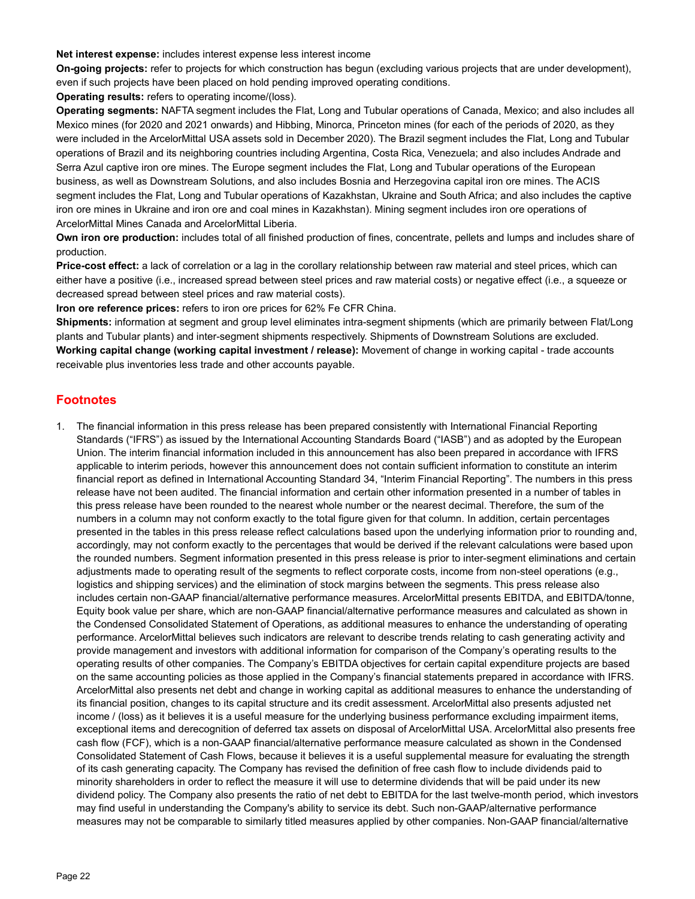**Net interest expense:** includes interest expense less interest income

**On-going projects:** refer to projects for which construction has begun (excluding various projects that are under development), even if such projects have been placed on hold pending improved operating conditions.

**Operating results:** refers to operating income/(loss).

**Operating segments:** NAFTA segment includes the Flat, Long and Tubular operations of Canada, Mexico; and also includes all Mexico mines (for 2020 and 2021 onwards) and Hibbing, Minorca, Princeton mines (for each of the periods of 2020, as they were included in the ArcelorMittal USA assets sold in December 2020). The Brazil segment includes the Flat, Long and Tubular operations of Brazil and its neighboring countries including Argentina, Costa Rica, Venezuela; and also includes Andrade and Serra Azul captive iron ore mines. The Europe segment includes the Flat, Long and Tubular operations of the European business, as well as Downstream Solutions, and also includes Bosnia and Herzegovina capital iron ore mines. The ACIS segment includes the Flat, Long and Tubular operations of Kazakhstan, Ukraine and South Africa; and also includes the captive iron ore mines in Ukraine and iron ore and coal mines in Kazakhstan). Mining segment includes iron ore operations of ArcelorMittal Mines Canada and ArcelorMittal Liberia.

**Own iron ore production:** includes total of all finished production of fines, concentrate, pellets and lumps and includes share of production.

**Price-cost effect:** a lack of correlation or a lag in the corollary relationship between raw material and steel prices, which can either have a positive (i.e., increased spread between steel prices and raw material costs) or negative effect (i.e., a squeeze or decreased spread between steel prices and raw material costs).

**Iron ore reference prices:** refers to iron ore prices for 62% Fe CFR China.

**Shipments:** information at segment and group level eliminates intra-segment shipments (which are primarily between Flat/Long plants and Tubular plants) and inter-segment shipments respectively. Shipments of Downstream Solutions are excluded.

**Working capital change (working capital investment / release):** Movement of change in working capital - trade accounts receivable plus inventories less trade and other accounts payable.

## Footnotes

1. The financial information in this press release has been prepared consistently with International Financial Reporting Standards ("IFRS") as issued by the International Accounting Standards Board ("IASB") and as adopted by the European Union. The interim financial information included in this announcement has also been prepared in accordance with IFRS applicable to interim periods, however this announcement does not contain sufficient information to constitute an interim financial report as defined in International Accounting Standard 34, "Interim Financial Reporting". The numbers in this press release have not been audited. The financial information and certain other information presented in a number of tables in this press release have been rounded to the nearest whole number or the nearest decimal. Therefore, the sum of the numbers in a column may not conform exactly to the total figure given for that column. In addition, certain percentages presented in the tables in this press release reflect calculations based upon the underlying information prior to rounding and, accordingly, may not conform exactly to the percentages that would be derived if the relevant calculations were based upon the rounded numbers. Segment information presented in this press release is prior to inter-segment eliminations and certain adjustments made to operating result of the segments to reflect corporate costs, income from non-steel operations (e.g., logistics and shipping services) and the elimination of stock margins between the segments. This press release also includes certain non-GAAP financial/alternative performance measures. ArcelorMittal presents EBITDA, and EBITDA/tonne, Equity book value per share, which are non-GAAP financial/alternative performance measures and calculated as shown in the Condensed Consolidated Statement of Operations, as additional measures to enhance the understanding of operating performance. ArcelorMittal believes such indicators are relevant to describe trends relating to cash generating activity and provide management and investors with additional information for comparison of the Company's operating results to the operating results of other companies. The Company's EBITDA objectives for certain capital expenditure projects are based on the same accounting policies as those applied in the Company's financial statements prepared in accordance with IFRS. ArcelorMittal also presents net debt and change in working capital as additional measures to enhance the understanding of its financial position, changes to its capital structure and its credit assessment. ArcelorMittal also presents adjusted net income / (loss) as it believes it is a useful measure for the underlying business performance excluding impairment items, exceptional items and derecognition of deferred tax assets on disposal of ArcelorMittal USA. ArcelorMittal also presents free cash flow (FCF), which is a non-GAAP financial/alternative performance measure calculated as shown in the Condensed Consolidated Statement of Cash Flows, because it believes it is a useful supplemental measure for evaluating the strength of its cash generating capacity. The Company has revised the definition of free cash flow to include dividends paid to minority shareholders in order to reflect the measure it will use to determine dividends that will be paid under its new dividend policy. The Company also presents the ratio of net debt to EBITDA for the last twelve-month period, which investors may find useful in understanding the Company's ability to service its debt. Such non-GAAP/alternative performance measures may not be comparable to similarly titled measures applied by other companies. Non-GAAP financial/alternative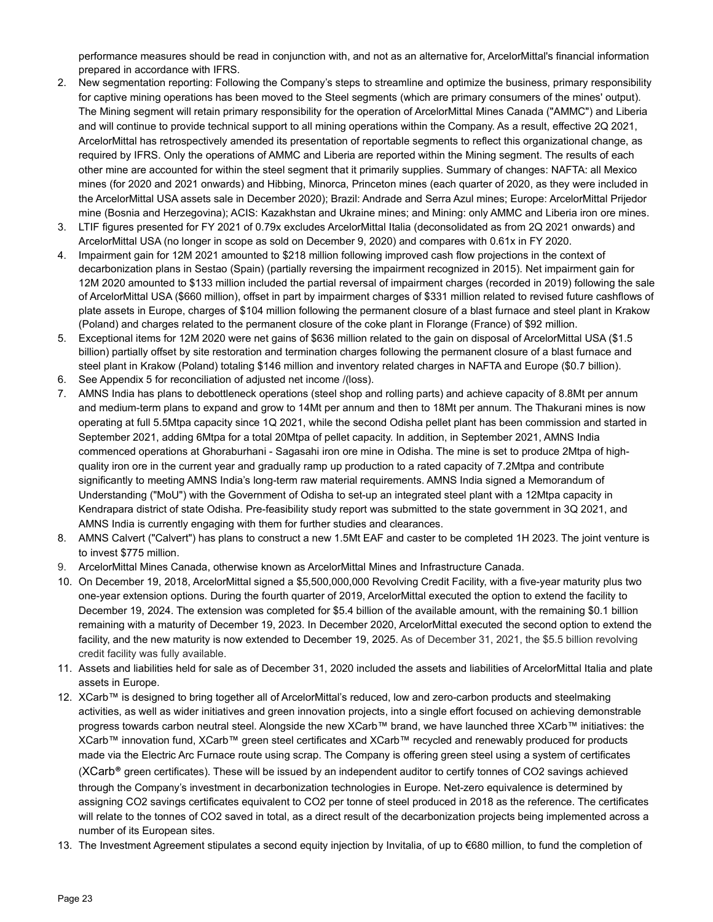performance measures should be read in conjunction with, and not as an alternative for, ArcelorMittal's financial information prepared in accordance with IFRS.

2. New segmentation reporting: Following the Company's steps to streamline and optimize the business, primary responsibility for captive mining operations has been moved to the Steel segments (which are primary consumers of the mines' output). The Mining segment will retain primary responsibility for the operation of ArcelorMittal Mines Canada ("AMMC") and Liberia and will continue to provide technical support to all mining operations within the Company. As a result, effective 2Q 2021, ArcelorMittal has retrospectively amended its presentation of reportable segments to reflect this organizational change, as required by IFRS. Only the operations of AMMC and Liberia are reported within the Mining segment. The results of each other mine are accounted for within the steel segment that it primarily supplies. Summary of changes: NAFTA: all Mexico mines (for 2020 and 2021 onwards) and Hibbing, Minorca, Princeton mines (each quarter of 2020, as they were included in the ArcelorMittal USA assets sale in December 2020); Brazil: Andrade and Serra Azul mines; Europe: ArcelorMittal Prijedor mine (Bosnia and Herzegovina); ACIS: Kazakhstan and Ukraine mines; and Mining: only AMMC and Liberia iron ore mines.
3. LTIF figures presented for FY 2021 of 0.79x excludes ArcelorMittal Italia (deconsolidated as from 2Q 2021 onwards) and ArcelorMittal USA (no longer in scope as sold on December 9, 2020) and compares with 0.61x in FY 2020.
4. Impairment gain for 12M 2021 amounted to $218 million following improved cash flow projections in the context of decarbonization plans in Sestao (Spain) (partially reversing the impairment recognized in 2015). Net impairment gain for 12M 2020 amounted to $133 million included the partial reversal of impairment charges (recorded in 2019) following the sale of ArcelorMittal USA ($660 million), offset in part by impairment charges of $331 million related to revised future cashflows of plate assets in Europe, charges of $104 million following the permanent closure of a blast furnace and steel plant in Krakow (Poland) and charges related to the permanent closure of the coke plant in Florange (France) of $92 million.
5. Exceptional items for 12M 2020 were net gains of $636 million related to the gain on disposal of ArcelorMittal USA ($1.5 billion) partially offset by site restoration and termination charges following the permanent closure of a blast furnace and steel plant in Krakow (Poland) totaling $146 million and inventory related charges in NAFTA and Europe ($0.7 billion).
6. See Appendix 5 for reconciliation of adjusted net income /(loss).
7. AMNS India has plans to debottleneck operations (steel shop and rolling parts) and achieve capacity of 8.8Mt per annum and medium-term plans to expand and grow to 14Mt per annum and then to 18Mt per annum. The Thakurani mines is now operating at full 5.5Mtpa capacity since 1Q 2021, while the second Odisha pellet plant has been commission and started in September 2021, adding 6Mtpa for a total 20Mtpa of pellet capacity. In addition, in September 2021, AMNS India commenced operations at Ghoraburhani - Sagasahi iron ore mine in Odisha. The mine is set to produce 2Mtpa of high-quality iron ore in the current year and gradually ramp up production to a rated capacity of 7.2Mtpa and contribute significantly to meeting AMNS India's long-term raw material requirements. AMNS India signed a Memorandum of Understanding ("MoU") with the Government of Odisha to set-up an integrated steel plant with a 12Mtpa capacity in Kendrapara district of state Odisha. Pre-feasibility study report was submitted to the state government in 3Q 2021, and AMNS India is currently engaging with them for further studies and clearances.
8. AMNS Calvert ("Calvert") has plans to construct a new 1.5Mt EAF and caster to be completed 1H 2023. The joint venture is to invest $775 million.
9. ArcelorMittal Mines Canada, otherwise known as ArcelorMittal Mines and Infrastructure Canada.
10. On December 19, 2018, ArcelorMittal signed a $5,500,000,000 Revolving Credit Facility, with a five-year maturity plus two one-year extension options. During the fourth quarter of 2019, ArcelorMittal executed the option to extend the facility to December 19, 2024. The extension was completed for $5.4 billion of the available amount, with the remaining $0.1 billion remaining with a maturity of December 19, 2023. In December 2020, ArcelorMittal executed the second option to extend the facility, and the new maturity is now extended to December 19, 2025. As of December 31, 2021, the $5.5 billion revolving credit facility was fully available.
11. Assets and liabilities held for sale as of December 31, 2020 included the assets and liabilities of ArcelorMittal Italia and plate assets in Europe.
12. XCarb™ is designed to bring together all of ArcelorMittal's reduced, low and zero-carbon products and steelmaking activities, as well as wider initiatives and green innovation projects, into a single effort focused on achieving demonstrable progress towards carbon neutral steel. Alongside the new XCarb™ brand, we have launched three XCarb™ initiatives: the XCarb™ innovation fund, XCarb™ green steel certificates and XCarb™ recycled and renewably produced for products made via the Electric Arc Furnace route using scrap. The Company is offering green steel using a system of certificates (XCarb® green certificates). These will be issued by an independent auditor to certify tonnes of $CO_2$ savings achieved through the Company's investment in decarbonization technologies in Europe. Net-zero equivalence is determined by assigning $CO_2$ savings certificates equivalent to $CO_2$ per tonne of steel produced in 2018 as the reference. The certificates will relate to the tonnes of $CO_2$ saved in total, as a direct result of the decarbonization projects being implemented across a number of its European sites.
13. The Investment Agreement stipulates a second equity injection by Invitalia, of up to €680 million, to fund the completion of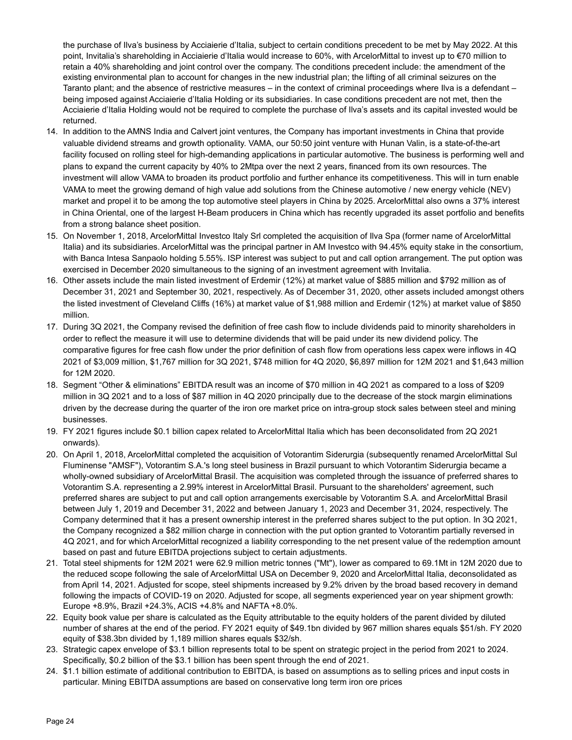the purchase of Ilva's business by Acciaierie d'Italia, subject to certain conditions precedent to be met by May 2022. At this point, Invitalia's shareholding in Acciaierie d'Italia would increase to 60%, with ArcelorMittal to invest up to €70 million to retain a 40% shareholding and joint control over the company. The conditions precedent include: the amendment of the existing environmental plan to account for changes in the new industrial plan; the lifting of all criminal seizures on the Taranto plant; and the absence of restrictive measures – in the context of criminal proceedings where Ilva is a defendant – being imposed against Acciaierie d'Italia Holding or its subsidiaries. In case conditions precedent are not met, then the Acciaierie d'Italia Holding would not be required to complete the purchase of Ilva's assets and its capital invested would be returned.

14. In addition to the AMNS India and Calvert joint ventures, the Company has important investments in China that provide valuable dividend streams and growth optionality. VAMA, our 50:50 joint venture with Hunan Valin, is a state-of-the-art facility focused on rolling steel for high-demanding applications in particular automotive. The business is performing well and plans to expand the current capacity by 40% to 2Mtpa over the next 2 years, financed from its own resources. The investment will allow VAMA to broaden its product portfolio and further enhance its competitiveness. This will in turn enable VAMA to meet the growing demand of high value add solutions from the Chinese automotive / new energy vehicle (NEV) market and propel it to be among the top automotive steel players in China by 2025. ArcelorMittal also owns a 37% interest in China Oriental, one of the largest H-Beam producers in China which has recently upgraded its asset portfolio and benefits from a strong balance sheet position.
15. On November 1, 2018, ArcelorMittal Investco Italy Srl completed the acquisition of Ilva Spa (former name of ArcelorMittal Italia) and its subsidiaries. ArcelorMittal was the principal partner in AM Investco with 94.45% equity stake in the consortium, with Banca Intesa Sanpaolo holding 5.55%. ISP interest was subject to put and call option arrangement. The put option was exercised in December 2020 simultaneous to the signing of an investment agreement with Invitalia.
16. Other assets include the main listed investment of Erdemir (12%) at market value of $885 million and $792 million as of December 31, 2021 and September 30, 2021, respectively. As of December 31, 2020, other assets included amongst others the listed investment of Cleveland Cliffs (16%) at market value of $1,988 million and Erdemir (12%) at market value of $850 million.
17. During 3Q 2021, the Company revised the definition of free cash flow to include dividends paid to minority shareholders in order to reflect the measure it will use to determine dividends that will be paid under its new dividend policy. The comparative figures for free cash flow under the prior definition of cash flow from operations less capex were inflows in 4Q 2021 of $3,009 million, $1,767 million for 3Q 2021, $748 million for 4Q 2020, $6,897 million for 12M 2021 and $1,643 million for 12M 2020.
18. Segment "Other & eliminations" EBITDA result was an income of $70 million in 4Q 2021 as compared to a loss of $209 million in 3Q 2021 and to a loss of $87 million in 4Q 2020 principally due to the decrease of the stock margin eliminations driven by the decrease during the quarter of the iron ore market price on intra-group stock sales between steel and mining businesses.
19. FY 2021 figures include $0.1 billion capex related to ArcelorMittal Italia which has been deconsolidated from 2Q 2021 onwards).
20. On April 1, 2018, ArcelorMittal completed the acquisition of Votorantim Siderurgia (subsequently renamed ArcelorMittal Sul Fluminense "AMSF"), Votorantim S.A.'s long steel business in Brazil pursuant to which Votorantim Siderurgia became a wholly-owned subsidiary of ArcelorMittal Brasil. The acquisition was completed through the issuance of preferred shares to Votorantim S.A. representing a 2.99% interest in ArcelorMittal Brasil. Pursuant to the shareholders' agreement, such preferred shares are subject to put and call option arrangements exercisable by Votorantim S.A. and ArcelorMittal Brasil between July 1, 2019 and December 31, 2022 and between January 1, 2023 and December 31, 2024, respectively. The Company determined that it has a present ownership interest in the preferred shares subject to the put option. In 3Q 2021, the Company recognized a $82 million charge in connection with the put option granted to Votorantim partially reversed in 4Q 2021, and for which ArcelorMittal recognized a liability corresponding to the net present value of the redemption amount based on past and future EBITDA projections subject to certain adjustments.
21. Total steel shipments for 12M 2021 were 62.9 million metric tonnes ("Mt"), lower as compared to 69.1Mt in 12M 2020 due to the reduced scope following the sale of ArcelorMittal USA on December 9, 2020 and ArcelorMittal Italia, deconsolidated as from April 14, 2021. Adjusted for scope, steel shipments increased by 9.2% driven by the broad based recovery in demand following the impacts of COVID-19 on 2020. Adjusted for scope, all segments experienced year on year shipment growth: Europe +8.9%, Brazil +24.3%, ACIS +4.8% and NAFTA +8.0%.
22. Equity book value per share is calculated as the Equity attributable to the equity holders of the parent divided by diluted number of shares at the end of the period. FY 2021 equity of $49.1bn divided by 967 million shares equals $51/sh. FY 2020 equity of $38.3bn divided by 1,189 million shares equals $32/sh.
23. Strategic capex envelope of $3.1 billion represents total to be spent on strategic project in the period from 2021 to 2024. Specifically, $0.2 billion of the $3.1 billion has been spent through the end of 2021.
24. $1.1 billion estimate of additional contribution to EBITDA, is based on assumptions as to selling prices and input costs in particular. Mining EBITDA assumptions are based on conservative long term iron ore prices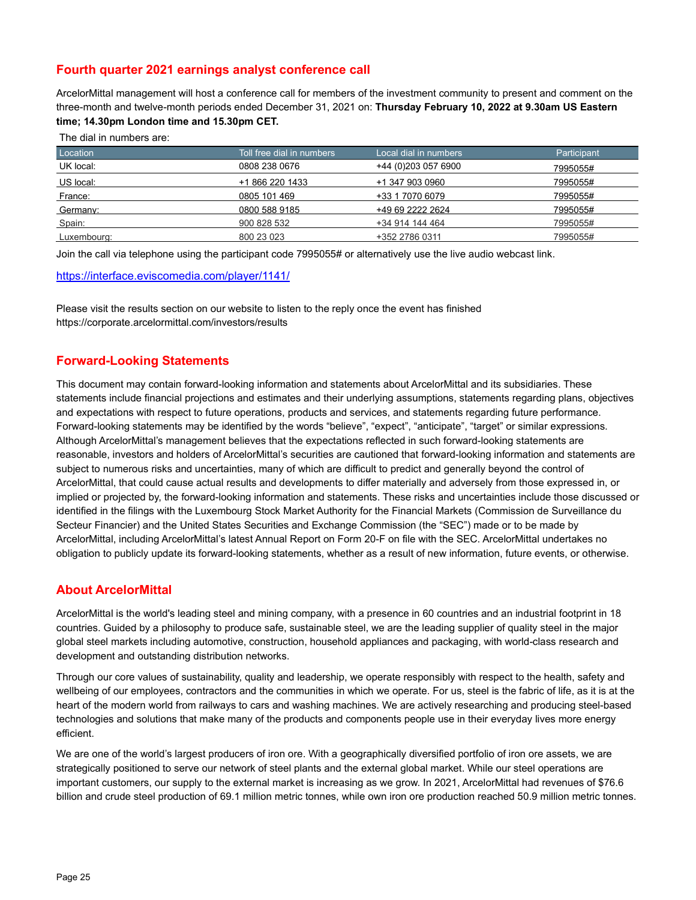## Fourth quarter 2021 earnings analyst conference call

ArcelorMittal management will host a conference call for members of the investment community to present and comment on the three-month and twelve-month periods ended December 31, 2021 on: **Thursday February 10, 2022 at 9.30am US Eastern time; 14.30pm London time and 15.30pm CET.**

The dial in numbers are:

| Location | Toll free dial in numbers | Local dial in numbers | Participant |
|---|---|---|---|
| UK local: | 0808 238 0676 | +44 (0)203 057 6900 | 7995055# |
| US local: | +1 866 220 1433 | +1 347 903 0960 | 7995055# |
| France: | 0805 101 469 | +33 1 7070 6079 | 7995055# |
| Germany: | 0800 588 9185 | +49 69 2222 2624 | 7995055# |
| Spain: | 900 828 532 | +34 914 144 464 | 7995055# |
| Luxembourg: | 800 23 023 | +352 2786 0311 | 7995055# |

Join the call via telephone using the participant code 7995055# or alternatively use the live audio webcast link.

https://interface.eviscomedia.com/player/1141/

Please visit the results section on our website to listen to the reply once the event has finished https://corporate.arcelormittal.com/investors/results

## Forward-Looking Statements

This document may contain forward-looking information and statements about ArcelorMittal and its subsidiaries. These statements include financial projections and estimates and their underlying assumptions, statements regarding plans, objectives and expectations with respect to future operations, products and services, and statements regarding future performance. Forward-looking statements may be identified by the words "believe", "expect", "anticipate", "target" or similar expressions. Although ArcelorMittal's management believes that the expectations reflected in such forward-looking statements are reasonable, investors and holders of ArcelorMittal's securities are cautioned that forward-looking information and statements are subject to numerous risks and uncertainties, many of which are difficult to predict and generally beyond the control of ArcelorMittal, that could cause actual results and developments to differ materially and adversely from those expressed in, or implied or projected by, the forward-looking information and statements. These risks and uncertainties include those discussed or identified in the filings with the Luxembourg Stock Market Authority for the Financial Markets (Commission de Surveillance du Secteur Financier) and the United States Securities and Exchange Commission (the "SEC") made or to be made by ArcelorMittal, including ArcelorMittal's latest Annual Report on Form 20-F on file with the SEC. ArcelorMittal undertakes no obligation to publicly update its forward-looking statements, whether as a result of new information, future events, or otherwise.

## About ArcelorMittal

ArcelorMittal is the world's leading steel and mining company, with a presence in 60 countries and an industrial footprint in 18 countries. Guided by a philosophy to produce safe, sustainable steel, we are the leading supplier of quality steel in the major global steel markets including automotive, construction, household appliances and packaging, with world-class research and development and outstanding distribution networks.

Through our core values of sustainability, quality and leadership, we operate responsibly with respect to the health, safety and wellbeing of our employees, contractors and the communities in which we operate. For us, steel is the fabric of life, as it is at the heart of the modern world from railways to cars and washing machines. We are actively researching and producing steel-based technologies and solutions that make many of the products and components people use in their everyday lives more energy efficient.

We are one of the world's largest producers of iron ore. With a geographically diversified portfolio of iron ore assets, we are strategically positioned to serve our network of steel plants and the external global market. While our steel operations are important customers, our supply to the external market is increasing as we grow. In 2021, ArcelorMittal had revenues of $76.6 billion and crude steel production of 69.1 million metric tonnes, while own iron ore production reached 50.9 million metric tonnes.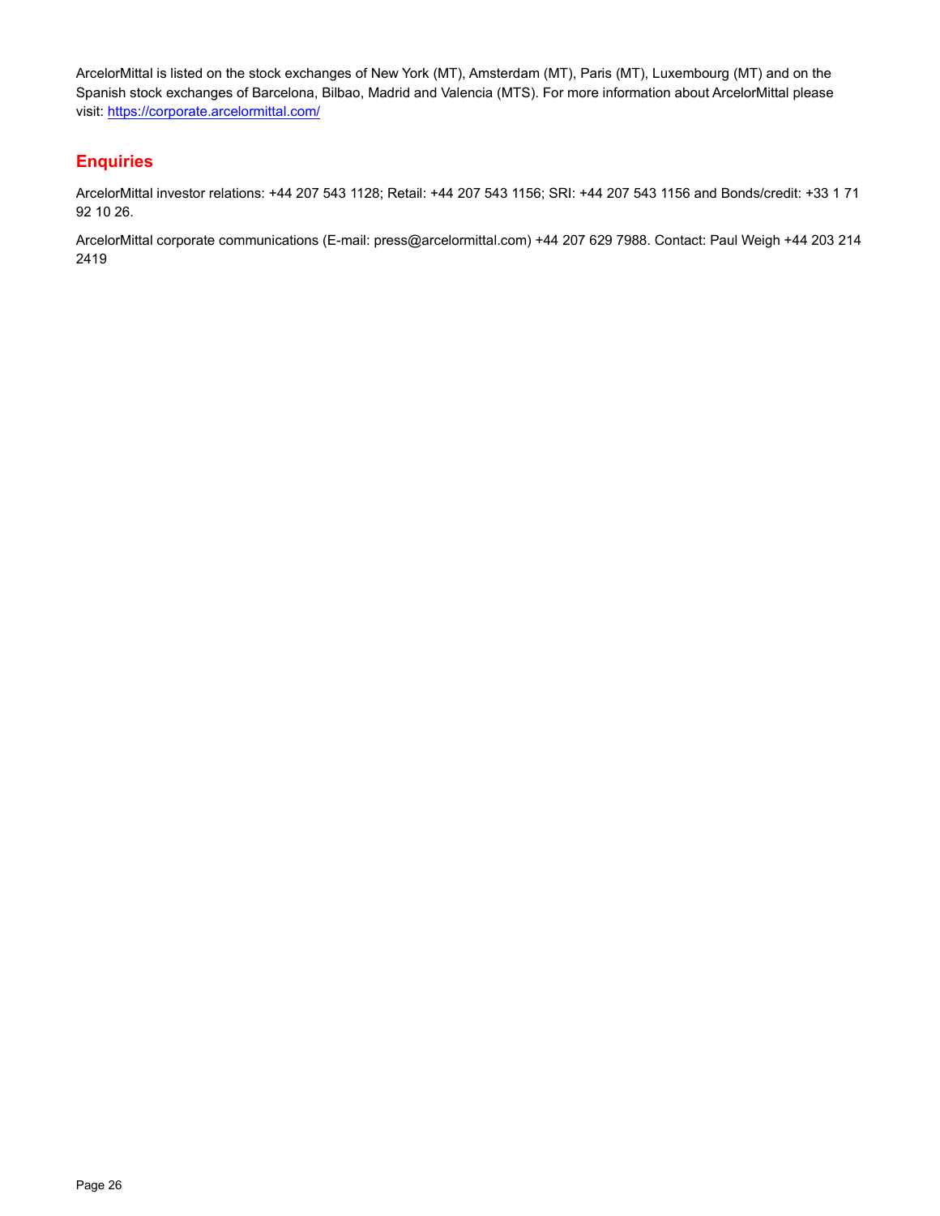ArcelorMittal is listed on the stock exchanges of New York (MT), Amsterdam (MT), Paris (MT), Luxembourg (MT) and on the Spanish stock exchanges of Barcelona, Bilbao, Madrid and Valencia (MTS). For more information about ArcelorMittal please visit: https://corporate.arcelormittal.com/

## Enquiries

ArcelorMittal investor relations: +44 207 543 1128; Retail: +44 207 543 1156; SRI: +44 207 543 1156 and Bonds/credit: +33 1 71 92 10 26.

ArcelorMittal corporate communications (E-mail: press@arcelormittal.com) +44 207 629 7988. Contact: Paul Weigh +44 203 214 2419